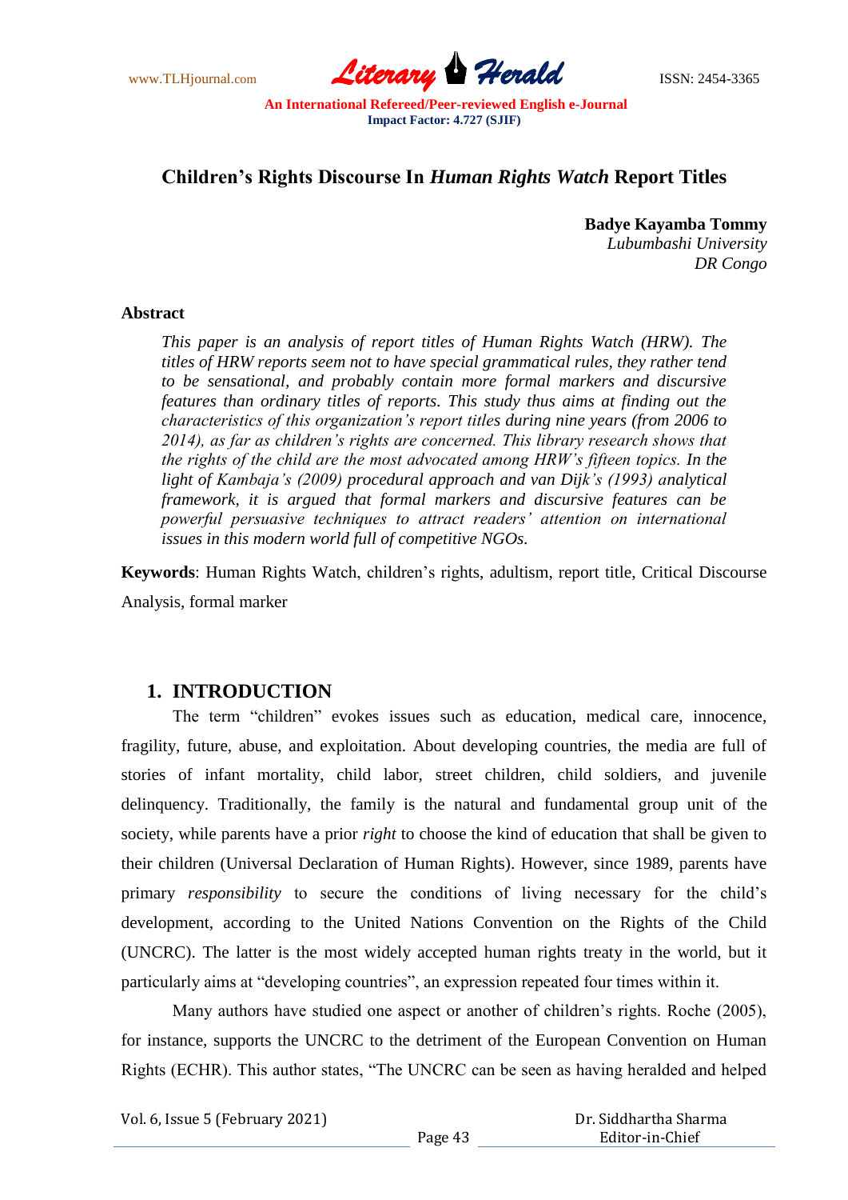# Children's Rights Discourse In *Human Rights Watch* Report Titles

**Badye Kayamba Tommy**
*Lubumbashi University*
*DR Congo*

**Abstract**

*This paper is an analysis of report titles of Human Rights Watch (HRW). The titles of HRW reports seem not to have special grammatical rules, they rather tend to be sensational, and probably contain more formal markers and discursive features than ordinary titles of reports. This study thus aims at finding out the characteristics of this organization's report titles during nine years (from 2006 to 2014), as far as children's rights are concerned. This library research shows that the rights of the child are the most advocated among HRW's fifteen topics. In the light of Kambaja's (2009) procedural approach and van Dijk's (1993) analytical framework, it is argued that formal markers and discursive features can be powerful persuasive techniques to attract readers' attention on international issues in this modern world full of competitive NGOs.*

**Keywords**: Human Rights Watch, children's rights, adultism, report title, Critical Discourse Analysis, formal marker

## 1. INTRODUCTION

The term "children" evokes issues such as education, medical care, innocence, fragility, future, abuse, and exploitation. About developing countries, the media are full of stories of infant mortality, child labor, street children, child soldiers, and juvenile delinquency. Traditionally, the family is the natural and fundamental group unit of the society, while parents have a prior *right* to choose the kind of education that shall be given to their children (Universal Declaration of Human Rights). However, since 1989, parents have primary *responsibility* to secure the conditions of living necessary for the child's development, according to the United Nations Convention on the Rights of the Child (UNCRC). The latter is the most widely accepted human rights treaty in the world, but it particularly aims at "developing countries", an expression repeated four times within it.

Many authors have studied one aspect or another of children's rights. Roche (2005), for instance, supports the UNCRC to the detriment of the European Convention on Human Rights (ECHR). This author states, "The UNCRC can be seen as having heralded and helped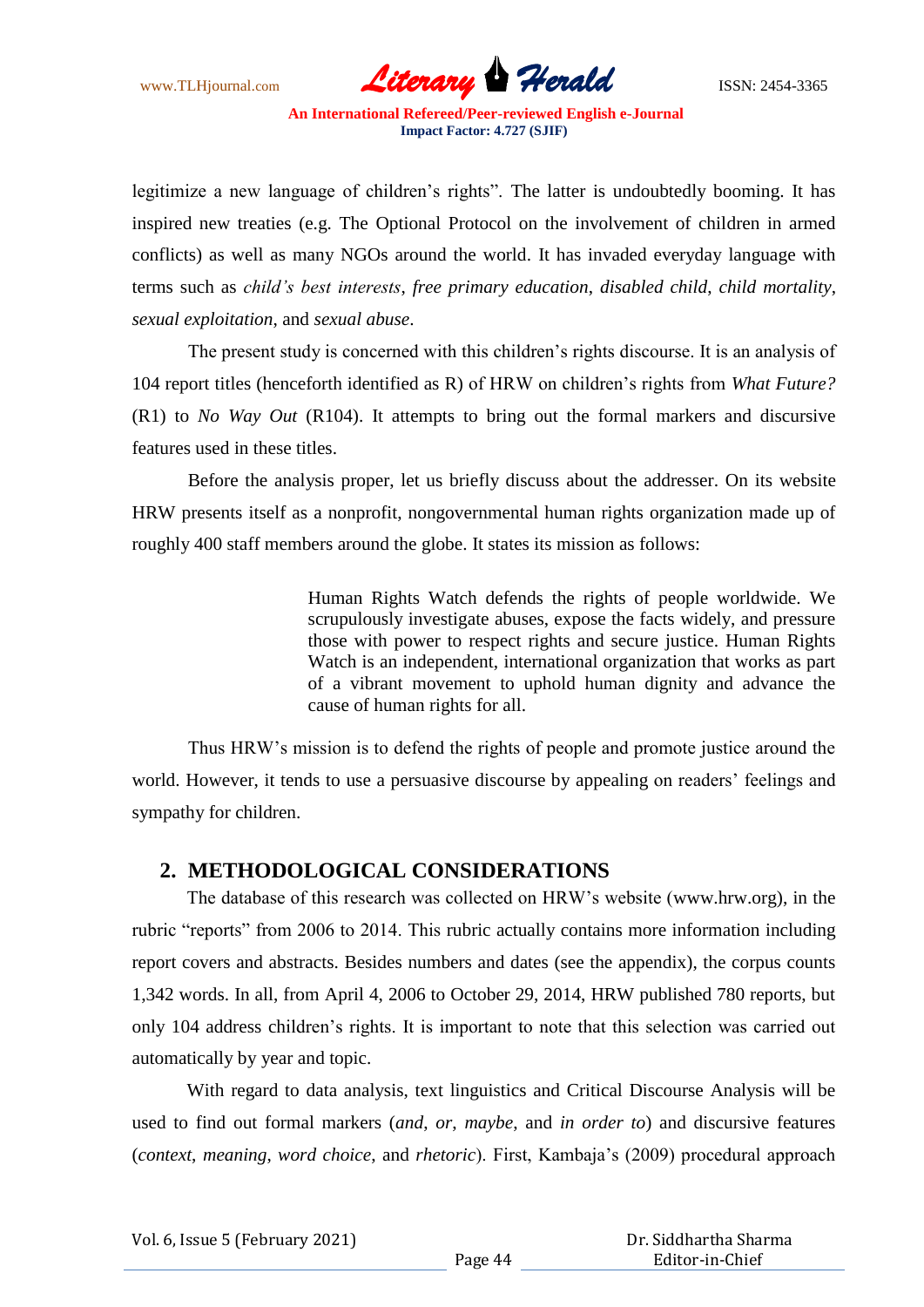legitimize a new language of children's rights". The latter is undoubtedly booming. It has inspired new treaties (e.g. The Optional Protocol on the involvement of children in armed conflicts) as well as many NGOs around the world. It has invaded everyday language with terms such as *child's best interests*, *free primary education*, *disabled child*, *child mortality*, *sexual exploitation*, and *sexual abuse*.

The present study is concerned with this children's rights discourse. It is an analysis of 104 report titles (henceforth identified as R) of HRW on children's rights from *What Future?* (R1) to *No Way Out* (R104). It attempts to bring out the formal markers and discursive features used in these titles.

Before the analysis proper, let us briefly discuss about the addresser. On its website HRW presents itself as a nonprofit, nongovernmental human rights organization made up of roughly 400 staff members around the globe. It states its mission as follows:

> Human Rights Watch defends the rights of people worldwide. We scrupulously investigate abuses, expose the facts widely, and pressure those with power to respect rights and secure justice. Human Rights Watch is an independent, international organization that works as part of a vibrant movement to uphold human dignity and advance the cause of human rights for all.

Thus HRW's mission is to defend the rights of people and promote justice around the world. However, it tends to use a persuasive discourse by appealing on readers' feelings and sympathy for children.

## 2. METHODOLOGICAL CONSIDERATIONS

The database of this research was collected on HRW's website (www.hrw.org), in the rubric "reports" from 2006 to 2014. This rubric actually contains more information including report covers and abstracts. Besides numbers and dates (see the appendix), the corpus counts 1,342 words. In all, from April 4, 2006 to October 29, 2014, HRW published 780 reports, but only 104 address children's rights. It is important to note that this selection was carried out automatically by year and topic.

With regard to data analysis, text linguistics and Critical Discourse Analysis will be used to find out formal markers (*and*, *or*, *maybe*, and *in order to*) and discursive features (*context*, *meaning*, *word choice*, and *rhetoric*). First, Kambaja's (2009) procedural approach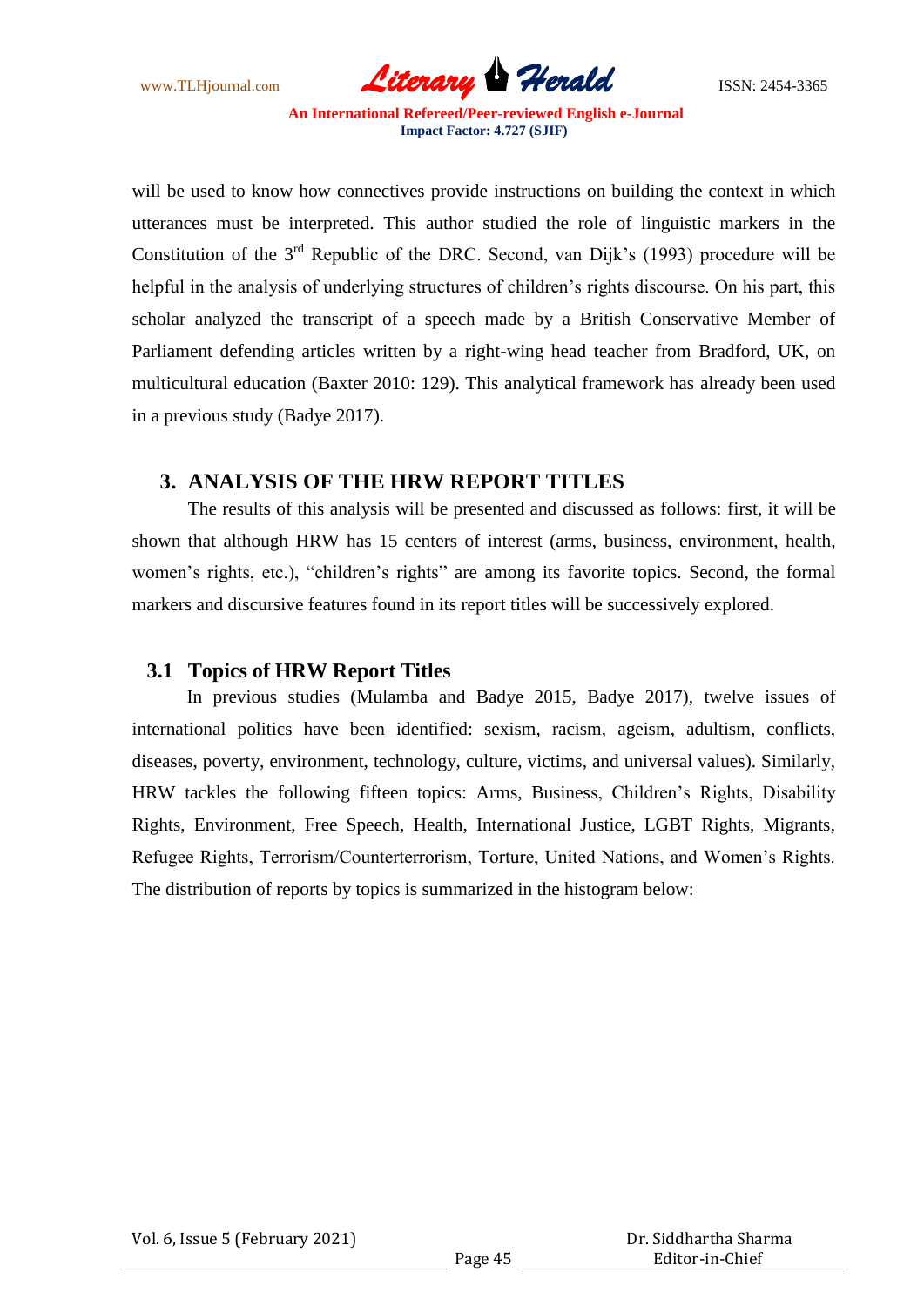will be used to know how connectives provide instructions on building the context in which utterances must be interpreted. This author studied the role of linguistic markers in the Constitution of the 3rd Republic of the DRC. Second, van Dijk's (1993) procedure will be helpful in the analysis of underlying structures of children's rights discourse. On his part, this scholar analyzed the transcript of a speech made by a British Conservative Member of Parliament defending articles written by a right-wing head teacher from Bradford, UK, on multicultural education (Baxter 2010: 129). This analytical framework has already been used in a previous study (Badye 2017).

## 3. ANALYSIS OF THE HRW REPORT TITLES

The results of this analysis will be presented and discussed as follows: first, it will be shown that although HRW has 15 centers of interest (arms, business, environment, health, women's rights, etc.), "children's rights" are among its favorite topics. Second, the formal markers and discursive features found in its report titles will be successively explored.

### 3.1 Topics of HRW Report Titles

In previous studies (Mulamba and Badye 2015, Badye 2017), twelve issues of international politics have been identified: sexism, racism, ageism, adultism, conflicts, diseases, poverty, environment, technology, culture, victims, and universal values). Similarly, HRW tackles the following fifteen topics: Arms, Business, Children's Rights, Disability Rights, Environment, Free Speech, Health, International Justice, LGBT Rights, Migrants, Refugee Rights, Terrorism/Counterterrorism, Torture, United Nations, and Women's Rights. The distribution of reports by topics is summarized in the histogram below: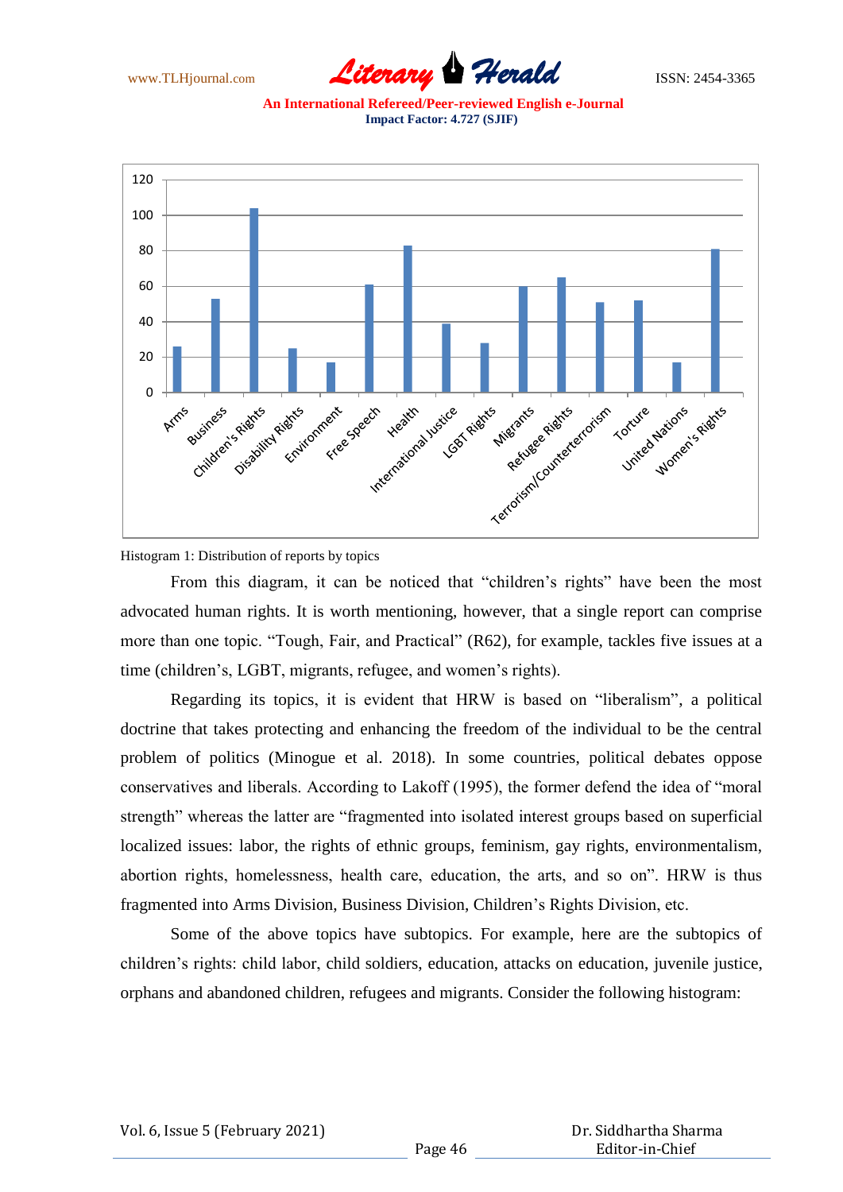Histogram 1: Distribution of reports by topics

From this diagram, it can be noticed that "children's rights" have been the most advocated human rights. It is worth mentioning, however, that a single report can comprise more than one topic. "Tough, Fair, and Practical" (R62), for example, tackles five issues at a time (children's, LGBT, migrants, refugee, and women's rights).

Regarding its topics, it is evident that HRW is based on "liberalism", a political doctrine that takes protecting and enhancing the freedom of the individual to be the central problem of politics (Minogue et al. 2018). In some countries, political debates oppose conservatives and liberals. According to Lakoff (1995), the former defend the idea of "moral strength" whereas the latter are "fragmented into isolated interest groups based on superficial localized issues: labor, the rights of ethnic groups, feminism, gay rights, environmentalism, abortion rights, homelessness, health care, education, the arts, and so on". HRW is thus fragmented into Arms Division, Business Division, Children's Rights Division, etc.

Some of the above topics have subtopics. For example, here are the subtopics of children's rights: child labor, child soldiers, education, attacks on education, juvenile justice, orphans and abandoned children, refugees and migrants. Consider the following histogram: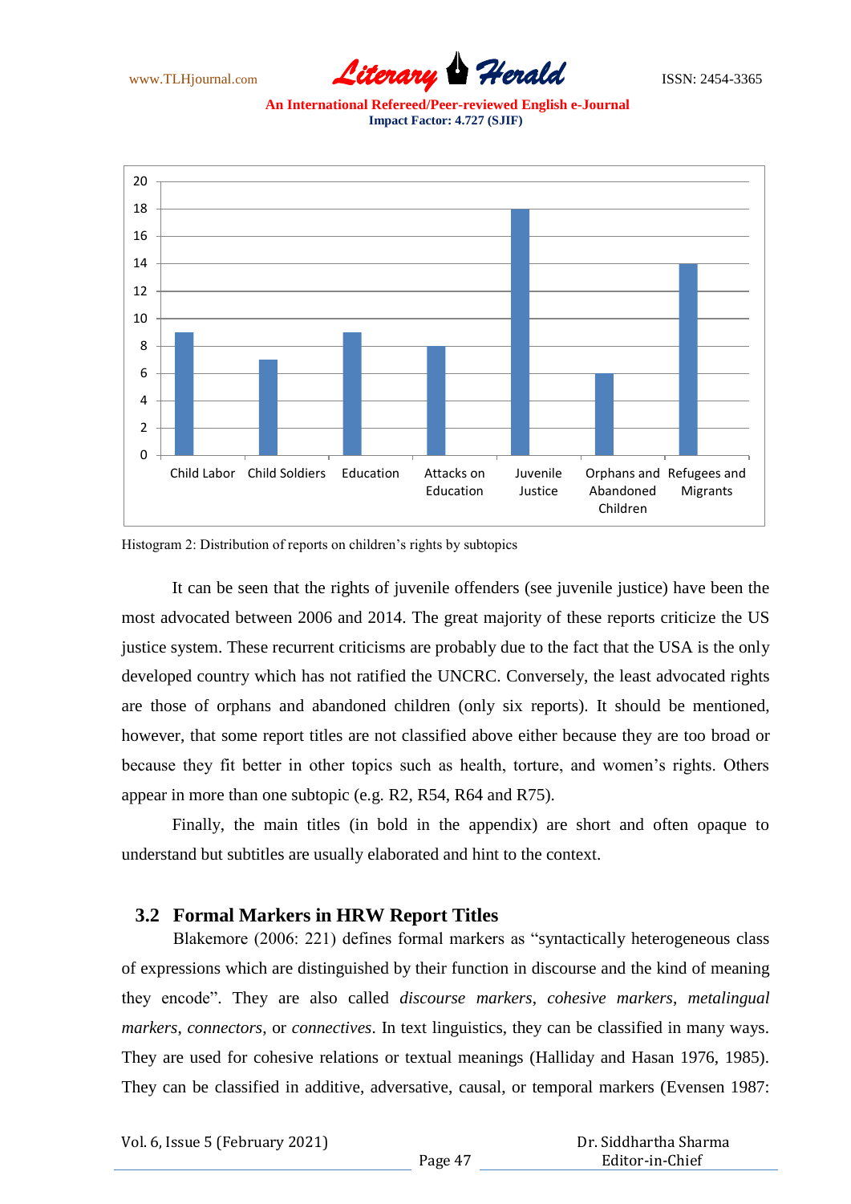Histogram 2: Distribution of reports on children's rights by subtopics

It can be seen that the rights of juvenile offenders (see juvenile justice) have been the most advocated between 2006 and 2014. The great majority of these reports criticize the US justice system. These recurrent criticisms are probably due to the fact that the USA is the only developed country which has not ratified the UNCRC. Conversely, the least advocated rights are those of orphans and abandoned children (only six reports). It should be mentioned, however, that some report titles are not classified above either because they are too broad or because they fit better in other topics such as health, torture, and women's rights. Others appear in more than one subtopic (e.g. R2, R54, R64 and R75).

Finally, the main titles (in bold in the appendix) are short and often opaque to understand but subtitles are usually elaborated and hint to the context.

## 3.2 Formal Markers in HRW Report Titles

Blakemore (2006: 221) defines formal markers as "syntactically heterogeneous class of expressions which are distinguished by their function in discourse and the kind of meaning they encode". They are also called *discourse markers*, *cohesive markers*, *metalingual markers*, *connectors*, or *connectives*. In text linguistics, they can be classified in many ways. They are used for cohesive relations or textual meanings (Halliday and Hasan 1976, 1985). They can be classified in additive, adversative, causal, or temporal markers (Evensen 1987: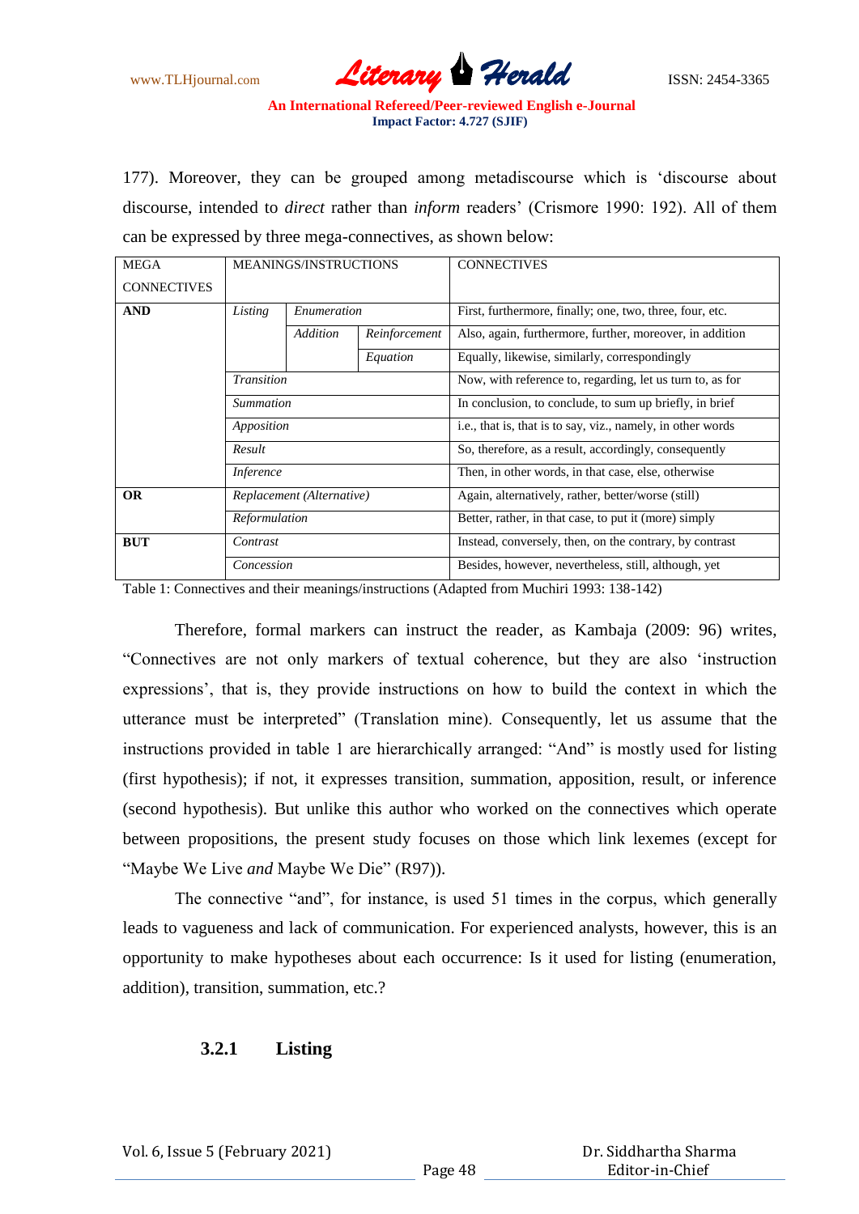177). Moreover, they can be grouped among metadiscourse which is 'discourse about discourse, intended to *direct* rather than *inform* readers' (Crismore 1990: 192). All of them can be expressed by three mega-connectives, as shown below:

| MEGA CONNECTIVES | MEANINGS/INSTRUCTIONS | | | CONNECTIVES |
|---|---|---|---|---|
| **AND** | *Listing* | *Enumeration* | | First, furthermore, finally; one, two, three, four, etc. |
| | | *Addition* | *Reinforcement* | Also, again, furthermore, further, moreover, in addition |
| | | | *Equation* | Equally, likewise, similarly, correspondingly |
| | *Transition* | | | Now, with reference to, regarding, let us turn to, as for |
| | *Summation* | | | In conclusion, to conclude, to sum up briefly, in brief |
| | *Apposition* | | | i.e., that is, that is to say, viz., namely, in other words |
| | *Result* | | | So, therefore, as a result, accordingly, consequently |
| | *Inference* | | | Then, in other words, in that case, else, otherwise |
| **OR** | *Replacement (Alternative)* | | | Again, alternatively, rather, better/worse (still) |
| | *Reformulation* | | | Better, rather, in that case, to put it (more) simply |
| **BUT** | *Contrast* | | | Instead, conversely, then, on the contrary, by contrast |
| | *Concession* | | | Besides, however, nevertheless, still, although, yet |

Table 1: Connectives and their meanings/instructions (Adapted from Muchiri 1993: 138-142)

Therefore, formal markers can instruct the reader, as Kambaja (2009: 96) writes, "Connectives are not only markers of textual coherence, but they are also 'instruction expressions', that is, they provide instructions on how to build the context in which the utterance must be interpreted" (Translation mine). Consequently, let us assume that the instructions provided in table 1 are hierarchically arranged: "And" is mostly used for listing (first hypothesis); if not, it expresses transition, summation, apposition, result, or inference (second hypothesis). But unlike this author who worked on the connectives which operate between propositions, the present study focuses on those which link lexemes (except for "Maybe We Live *and* Maybe We Die" (R97)).

The connective "and", for instance, is used 51 times in the corpus, which generally leads to vagueness and lack of communication. For experienced analysts, however, this is an opportunity to make hypotheses about each occurrence: Is it used for listing (enumeration, addition), transition, summation, etc.?

### 3.2.1 Listing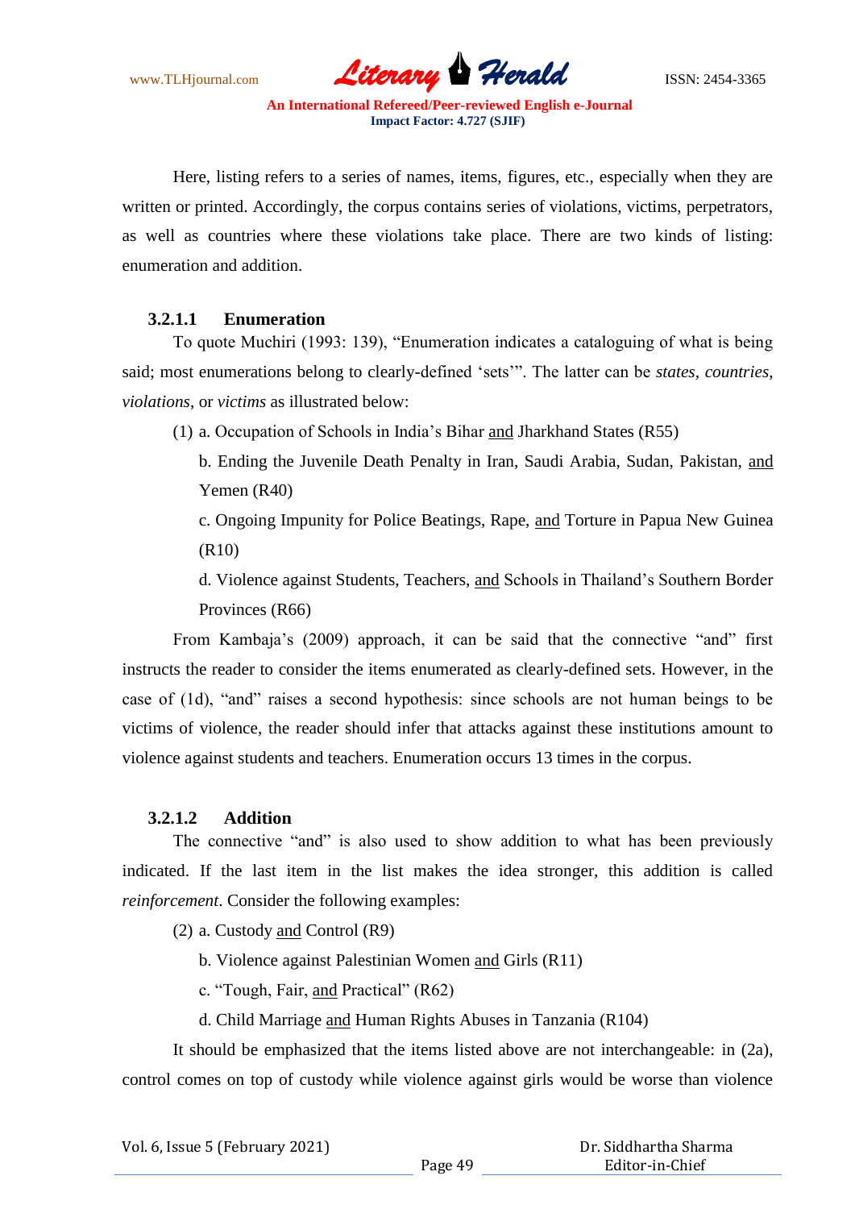Here, listing refers to a series of names, items, figures, etc., especially when they are written or printed. Accordingly, the corpus contains series of violations, victims, perpetrators, as well as countries where these violations take place. There are two kinds of listing: enumeration and addition.

#### 3.2.1.1 Enumeration

To quote Muchiri (1993: 139), "Enumeration indicates a cataloguing of what is being said; most enumerations belong to clearly-defined 'sets'". The latter can be *states*, *countries*, *violations*, or *victims* as illustrated below:

(1) a. Occupation of Schools in India's Bihar and Jharkhand States (R55)

b. Ending the Juvenile Death Penalty in Iran, Saudi Arabia, Sudan, Pakistan, and Yemen (R40)

c. Ongoing Impunity for Police Beatings, Rape, and Torture in Papua New Guinea (R10)

d. Violence against Students, Teachers, and Schools in Thailand's Southern Border Provinces (R66)

From Kambaja's (2009) approach, it can be said that the connective "and" first instructs the reader to consider the items enumerated as clearly-defined sets. However, in the case of (1d), "and" raises a second hypothesis: since schools are not human beings to be victims of violence, the reader should infer that attacks against these institutions amount to violence against students and teachers. Enumeration occurs 13 times in the corpus.

#### 3.2.1.2 Addition

The connective "and" is also used to show addition to what has been previously indicated. If the last item in the list makes the idea stronger, this addition is called *reinforcement*. Consider the following examples:

(2) a. Custody and Control (R9)

b. Violence against Palestinian Women and Girls (R11)

c. "Tough, Fair, and Practical" (R62)

d. Child Marriage and Human Rights Abuses in Tanzania (R104)

It should be emphasized that the items listed above are not interchangeable: in (2a), control comes on top of custody while violence against girls would be worse than violence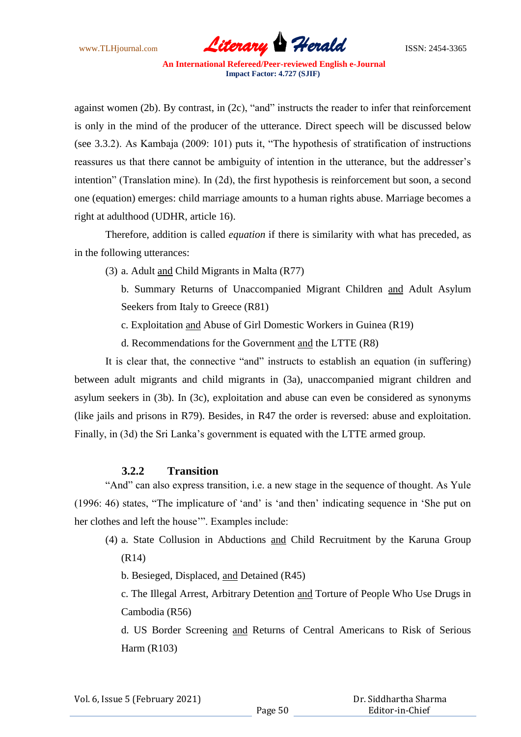against women (2b). By contrast, in (2c), "and" instructs the reader to infer that reinforcement is only in the mind of the producer of the utterance. Direct speech will be discussed below (see 3.3.2). As Kambaja (2009: 101) puts it, "The hypothesis of stratification of instructions reassures us that there cannot be ambiguity of intention in the utterance, but the addresser's intention" (Translation mine). In (2d), the first hypothesis is reinforcement but soon, a second one (equation) emerges: child marriage amounts to a human rights abuse. Marriage becomes a right at adulthood (UDHR, article 16).

Therefore, addition is called *equation* if there is similarity with what has preceded, as in the following utterances:

(3) a. Adult <u>and</u> Child Migrants in Malta (R77)

b. Summary Returns of Unaccompanied Migrant Children <u>and</u> Adult Asylum Seekers from Italy to Greece (R81)

c. Exploitation <u>and</u> Abuse of Girl Domestic Workers in Guinea (R19)

d. Recommendations for the Government <u>and</u> the LTTE (R8)

It is clear that, the connective "and" instructs to establish an equation (in suffering) between adult migrants and child migrants in (3a), unaccompanied migrant children and asylum seekers in (3b). In (3c), exploitation and abuse can even be considered as synonyms (like jails and prisons in R79). Besides, in R47 the order is reversed: abuse and exploitation. Finally, in (3d) the Sri Lanka's government is equated with the LTTE armed group.

### 3.2.2 Transition

"And" can also express transition, i.e. a new stage in the sequence of thought. As Yule (1996: 46) states, "The implicature of 'and' is 'and then' indicating sequence in 'She put on her clothes and left the house'". Examples include:

(4) a. State Collusion in Abductions <u>and</u> Child Recruitment by the Karuna Group (R14)

b. Besieged, Displaced, <u>and</u> Detained (R45)

c. The Illegal Arrest, Arbitrary Detention <u>and</u> Torture of People Who Use Drugs in Cambodia (R56)

d. US Border Screening <u>and</u> Returns of Central Americans to Risk of Serious Harm (R103)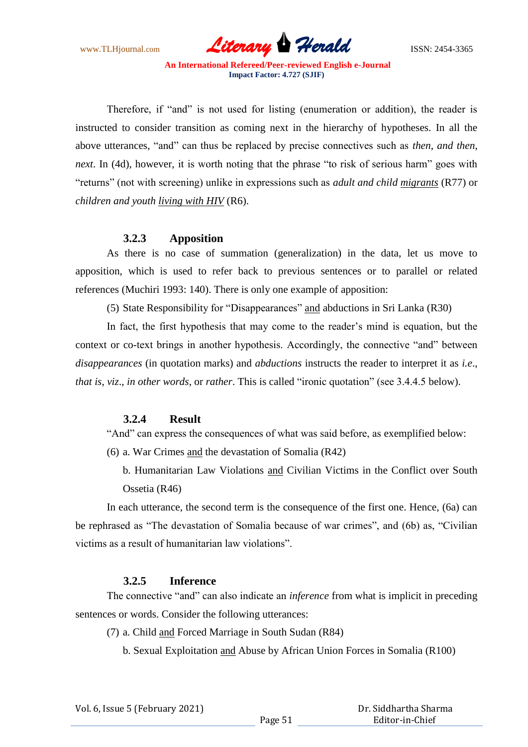Therefore, if "and" is not used for listing (enumeration or addition), the reader is instructed to consider transition as coming next in the hierarchy of hypotheses. In all the above utterances, "and" can thus be replaced by precise connectives such as *then*, *and then*, *next*. In (4d), however, it is worth noting that the phrase "to risk of serious harm" goes with "returns" (not with screening) unlike in expressions such as *adult and child <u>migrants</u>* (R77) or *children and youth <u>living with HIV</u>* (R6).

### 3.2.3 Apposition

As there is no case of summation (generalization) in the data, let us move to apposition, which is used to refer back to previous sentences or to parallel or related references (Muchiri 1993: 140). There is only one example of apposition:

(5) State Responsibility for "Disappearances" <u>and</u> abductions in Sri Lanka (R30)

In fact, the first hypothesis that may come to the reader's mind is equation, but the context or co-text brings in another hypothesis. Accordingly, the connective "and" between *disappearances* (in quotation marks) and *abductions* instructs the reader to interpret it as *i.e*., *that is*, *viz*., *in other words*, or *rather*. This is called "ironic quotation" (see 3.4.4.5 below).

### 3.2.4 Result

"And" can express the consequences of what was said before, as exemplified below:

(6) a. War Crimes <u>and</u> the devastation of Somalia (R42)

b. Humanitarian Law Violations <u>and</u> Civilian Victims in the Conflict over South Ossetia (R46)

In each utterance, the second term is the consequence of the first one. Hence, (6a) can be rephrased as "The devastation of Somalia because of war crimes", and (6b) as, "Civilian victims as a result of humanitarian law violations".

### 3.2.5 Inference

The connective "and" can also indicate an *inference* from what is implicit in preceding sentences or words. Consider the following utterances:

(7) a. Child <u>and</u> Forced Marriage in South Sudan (R84)

b. Sexual Exploitation <u>and</u> Abuse by African Union Forces in Somalia (R100)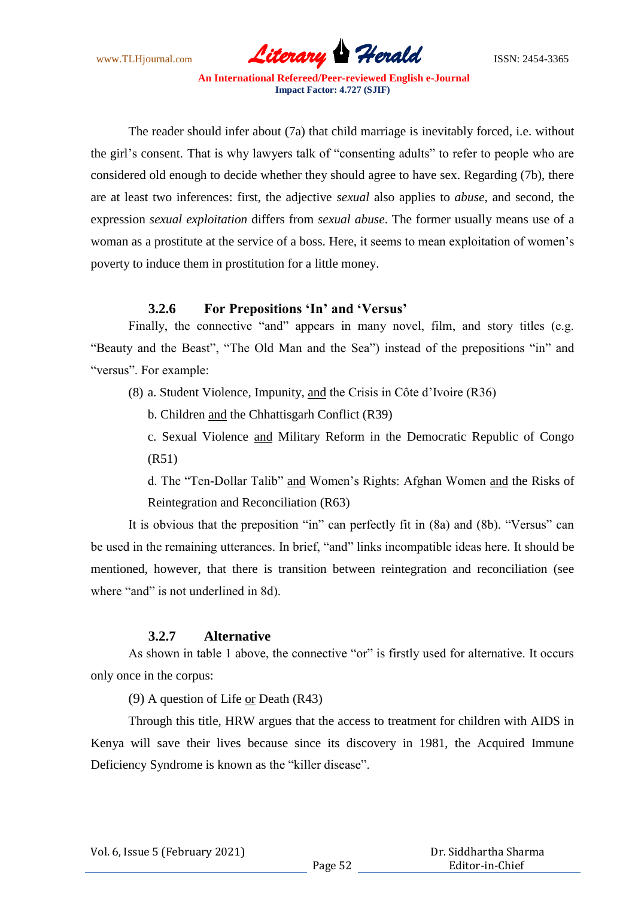The reader should infer about (7a) that child marriage is inevitably forced, i.e. without the girl's consent. That is why lawyers talk of "consenting adults" to refer to people who are considered old enough to decide whether they should agree to have sex. Regarding (7b), there are at least two inferences: first, the adjective *sexual* also applies to *abuse*, and second, the expression *sexual exploitation* differs from *sexual abuse*. The former usually means use of a woman as a prostitute at the service of a boss. Here, it seems to mean exploitation of women's poverty to induce them in prostitution for a little money.

### 3.2.6 For Prepositions 'In' and 'Versus'

Finally, the connective "and" appears in many novel, film, and story titles (e.g. "Beauty and the Beast", "The Old Man and the Sea") instead of the prepositions "in" and "versus". For example:

(8) a. Student Violence, Impunity, <u>and</u> the Crisis in Côte d'Ivoire (R36)

b. Children <u>and</u> the Chhattisgarh Conflict (R39)

c. Sexual Violence <u>and</u> Military Reform in the Democratic Republic of Congo (R51)

d. The "Ten-Dollar Talib" <u>and</u> Women's Rights: Afghan Women <u>and</u> the Risks of Reintegration and Reconciliation (R63)

It is obvious that the preposition "in" can perfectly fit in (8a) and (8b). "Versus" can be used in the remaining utterances. In brief, "and" links incompatible ideas here. It should be mentioned, however, that there is transition between reintegration and reconciliation (see where "and" is not underlined in 8d).

### 3.2.7 Alternative

As shown in table 1 above, the connective "or" is firstly used for alternative. It occurs only once in the corpus:

(9) A question of Life <u>or</u> Death (R43)

Through this title, HRW argues that the access to treatment for children with AIDS in Kenya will save their lives because since its discovery in 1981, the Acquired Immune Deficiency Syndrome is known as the "killer disease".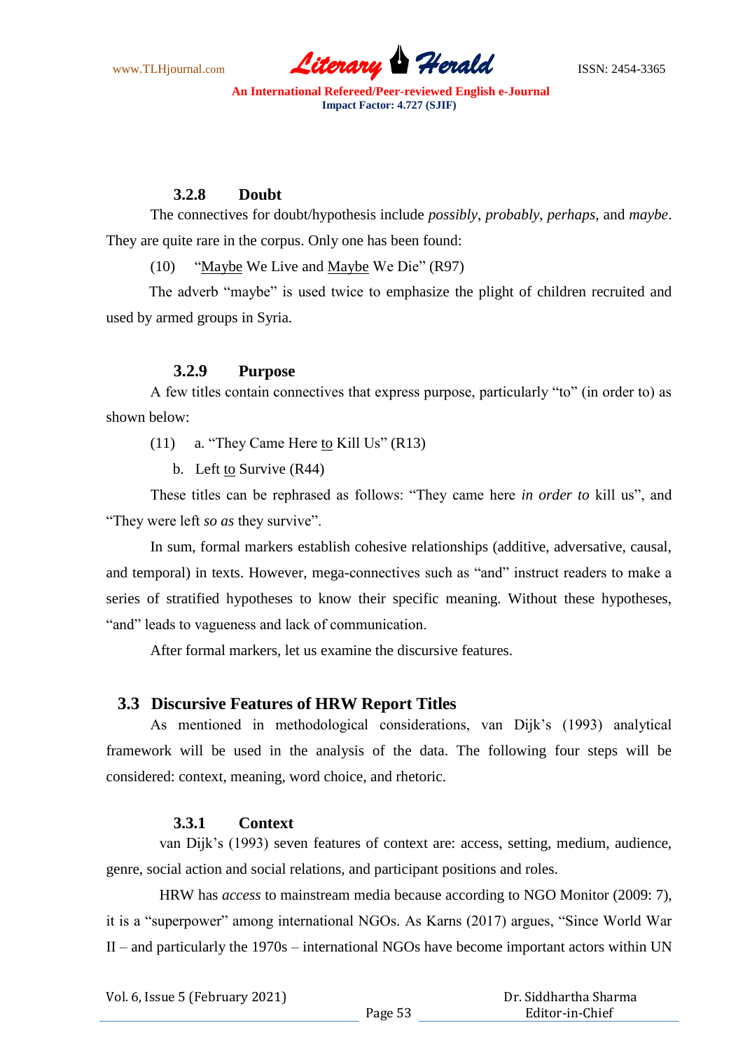### 3.2.8 Doubt

The connectives for doubt/hypothesis include *possibly*, *probably*, *perhaps*, and *maybe*. They are quite rare in the corpus. Only one has been found:

(10) "Maybe We Live and Maybe We Die" (R97)

The adverb "maybe" is used twice to emphasize the plight of children recruited and used by armed groups in Syria.

### 3.2.9 Purpose

A few titles contain connectives that express purpose, particularly "to" (in order to) as shown below:

(11) a. "They Came Here to Kill Us" (R13)

b. Left to Survive (R44)

These titles can be rephrased as follows: "They came here *in order to* kill us", and "They were left *so as* they survive".

In sum, formal markers establish cohesive relationships (additive, adversative, causal, and temporal) in texts. However, mega-connectives such as "and" instruct readers to make a series of stratified hypotheses to know their specific meaning. Without these hypotheses, "and" leads to vagueness and lack of communication.

After formal markers, let us examine the discursive features.

## 3.3 Discursive Features of HRW Report Titles

As mentioned in methodological considerations, van Dijk's (1993) analytical framework will be used in the analysis of the data. The following four steps will be considered: context, meaning, word choice, and rhetoric.

### 3.3.1 Context

van Dijk's (1993) seven features of context are: access, setting, medium, audience, genre, social action and social relations, and participant positions and roles.

HRW has *access* to mainstream media because according to NGO Monitor (2009: 7), it is a "superpower" among international NGOs. As Karns (2017) argues, "Since World War II – and particularly the 1970s – international NGOs have become important actors within UN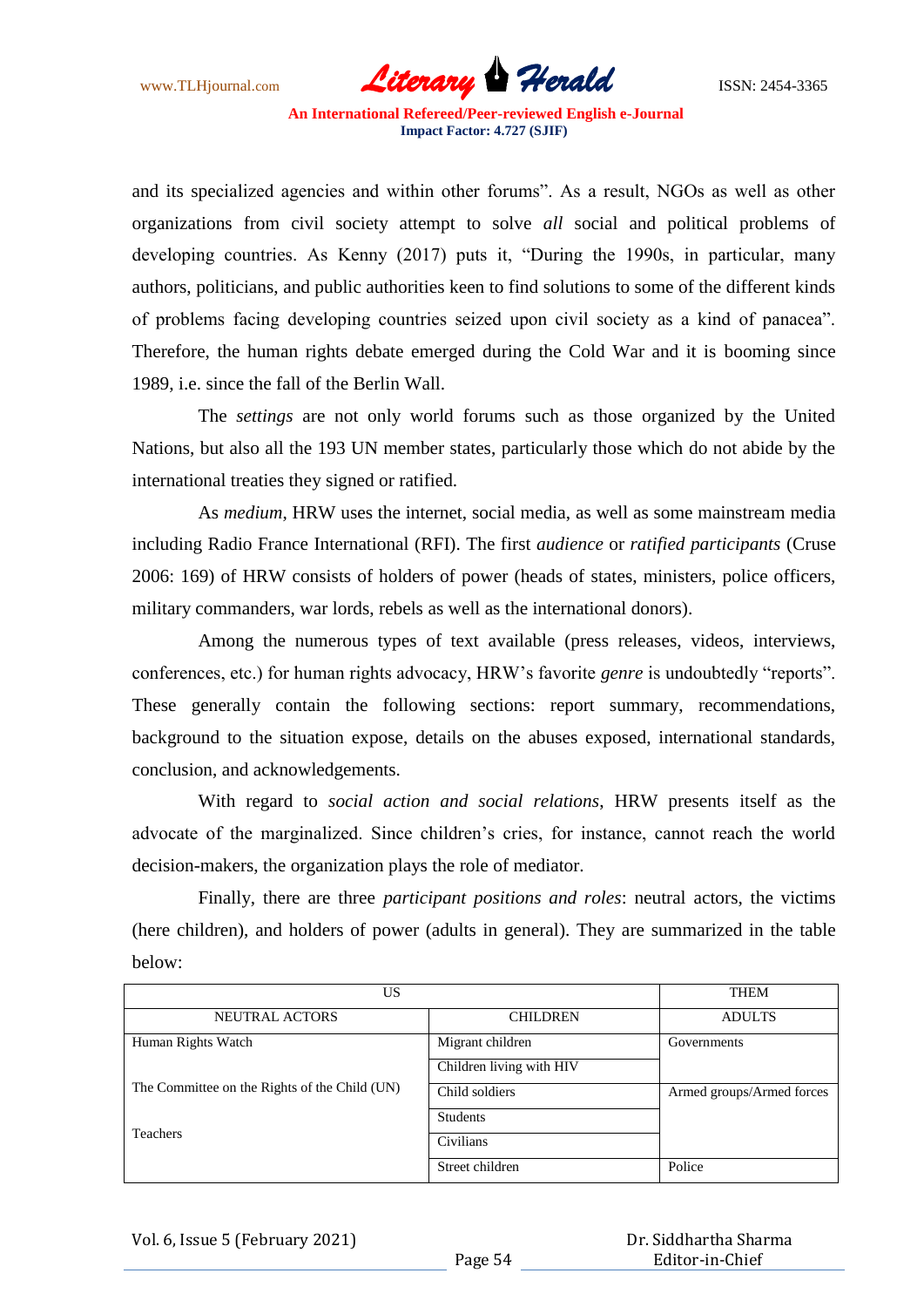and its specialized agencies and within other forums". As a result, NGOs as well as other organizations from civil society attempt to solve *all* social and political problems of developing countries. As Kenny (2017) puts it, "During the 1990s, in particular, many authors, politicians, and public authorities keen to find solutions to some of the different kinds of problems facing developing countries seized upon civil society as a kind of panacea". Therefore, the human rights debate emerged during the Cold War and it is booming since 1989, i.e. since the fall of the Berlin Wall.

The *settings* are not only world forums such as those organized by the United Nations, but also all the 193 UN member states, particularly those which do not abide by the international treaties they signed or ratified.

As *medium*, HRW uses the internet, social media, as well as some mainstream media including Radio France International (RFI). The first *audience* or *ratified participants* (Cruse 2006: 169) of HRW consists of holders of power (heads of states, ministers, police officers, military commanders, war lords, rebels as well as the international donors).

Among the numerous types of text available (press releases, videos, interviews, conferences, etc.) for human rights advocacy, HRW's favorite *genre* is undoubtedly "reports". These generally contain the following sections: report summary, recommendations, background to the situation expose, details on the abuses exposed, international standards, conclusion, and acknowledgements.

With regard to *social action and social relations*, HRW presents itself as the advocate of the marginalized. Since children's cries, for instance, cannot reach the world decision-makers, the organization plays the role of mediator.

Finally, there are three *participant positions and roles*: neutral actors, the victims (here children), and holders of power (adults in general). They are summarized in the table below:

| US | | THEM |
|---|---|---|
| NEUTRAL ACTORS | CHILDREN | ADULTS |
| Human Rights Watch | Migrant children | Governments |
| | Children living with HIV | |
| The Committee on the Rights of the Child (UN) | Child soldiers | Armed groups/Armed forces |
| Teachers | Students | |
| | Civilians | |
| | Street children | Police |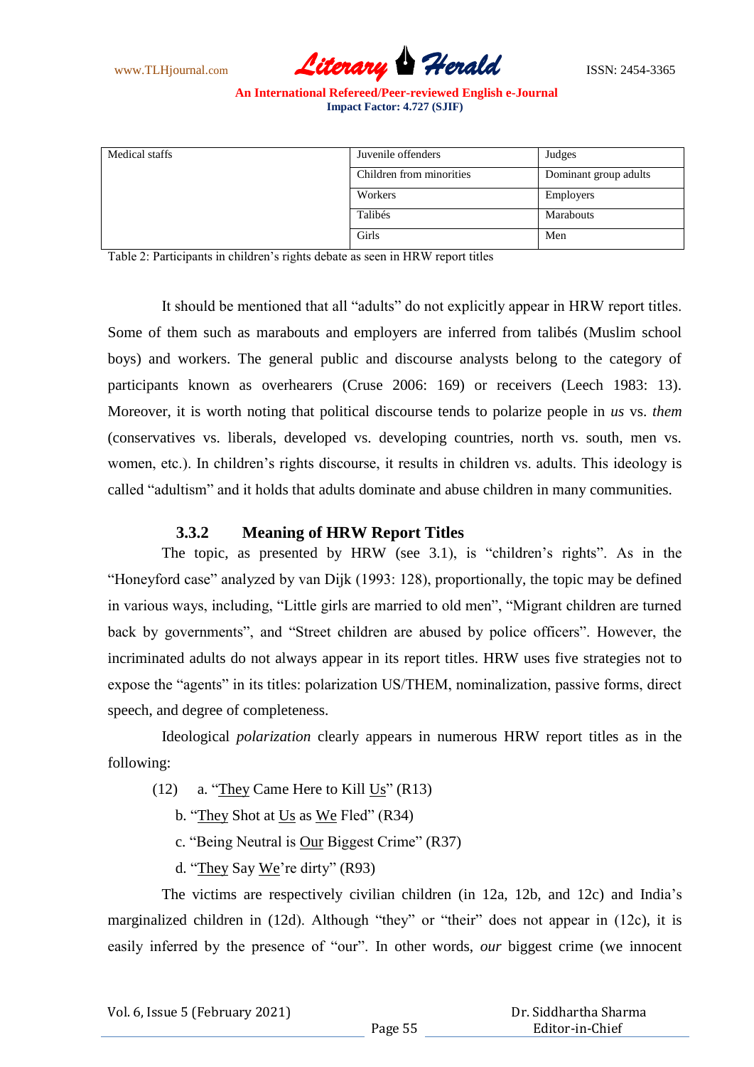| Medical staffs | Juvenile offenders | Judges |
|---|---|---|
| | Children from minorities | Dominant group adults |
| | Workers | Employers |
| | Talibés | Marabouts |
| | Girls | Men |

Table 2: Participants in children's rights debate as seen in HRW report titles

It should be mentioned that all "adults" do not explicitly appear in HRW report titles. Some of them such as marabouts and employers are inferred from talibés (Muslim school boys) and workers. The general public and discourse analysts belong to the category of participants known as overhearers (Cruse 2006: 169) or receivers (Leech 1983: 13). Moreover, it is worth noting that political discourse tends to polarize people in *us* vs. *them* (conservatives vs. liberals, developed vs. developing countries, north vs. south, men vs. women, etc.). In children's rights discourse, it results in children vs. adults. This ideology is called "adultism" and it holds that adults dominate and abuse children in many communities.

### 3.3.2 Meaning of HRW Report Titles

The topic, as presented by HRW (see 3.1), is "children's rights". As in the "Honeyford case" analyzed by van Dijk (1993: 128), proportionally, the topic may be defined in various ways, including, "Little girls are married to old men", "Migrant children are turned back by governments", and "Street children are abused by police officers". However, the incriminated adults do not always appear in its report titles. HRW uses five strategies not to expose the "agents" in its titles: polarization US/THEM, nominalization, passive forms, direct speech, and degree of completeness.

Ideological *polarization* clearly appears in numerous HRW report titles as in the following:

(12) a. "<u>They</u> Came Here to Kill <u>Us</u>" (R13)

b. "<u>They</u> Shot at <u>Us</u> as <u>We</u> Fled" (R34)

c. "Being Neutral is <u>Our</u> Biggest Crime" (R37)

d. "<u>They</u> Say <u>We</u>'re dirty" (R93)

The victims are respectively civilian children (in 12a, 12b, and 12c) and India's marginalized children in (12d). Although "they" or "their" does not appear in (12c), it is easily inferred by the presence of "our". In other words, *our* biggest crime (we innocent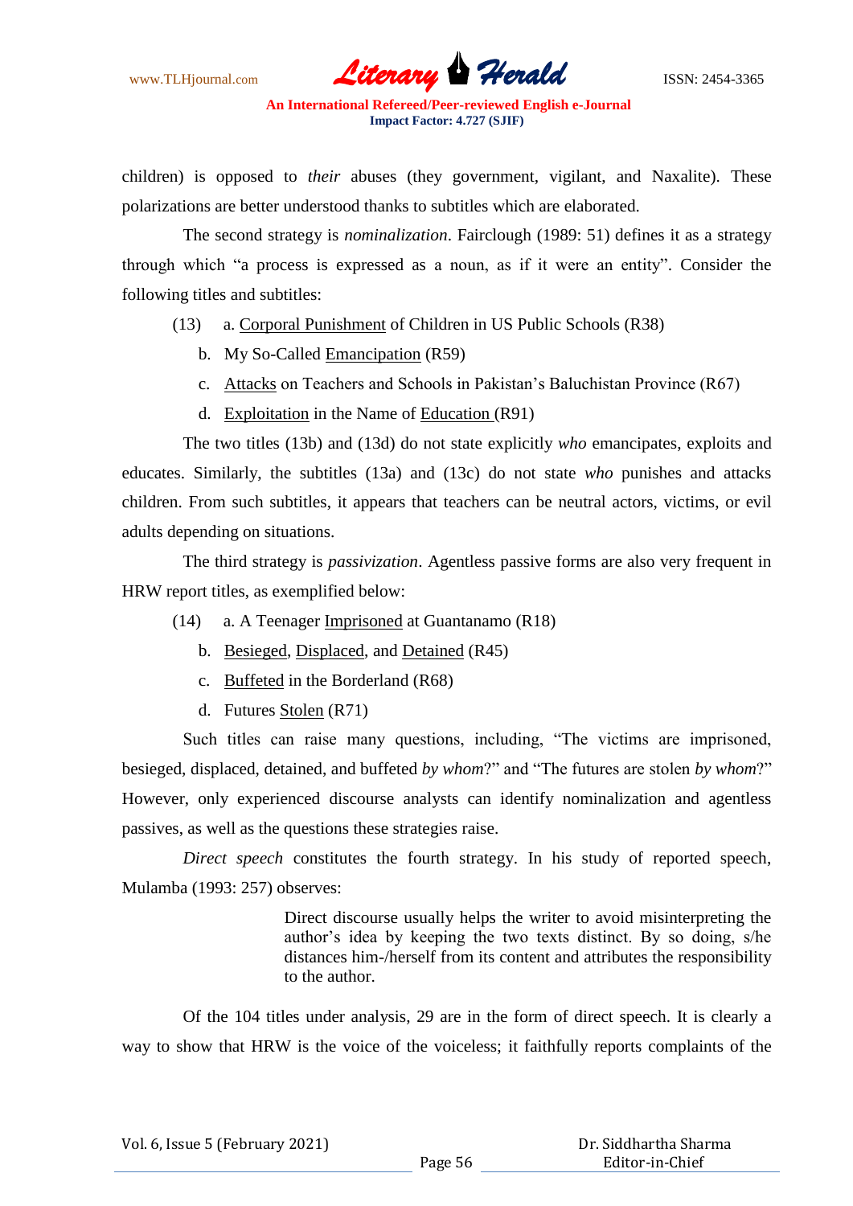children) is opposed to *their* abuses (they government, vigilant, and Naxalite). These polarizations are better understood thanks to subtitles which are elaborated.

The second strategy is *nominalization*. Fairclough (1989: 51) defines it as a strategy through which "a process is expressed as a noun, as if it were an entity". Consider the following titles and subtitles:

(13) a. <u>Corporal Punishment</u> of Children in US Public Schools (R38)

b. My So-Called <u>Emancipation</u> (R59)

c. <u>Attacks</u> on Teachers and Schools in Pakistan's Baluchistan Province (R67)

d. <u>Exploitation</u> in the Name of <u>Education</u> (R91)

The two titles (13b) and (13d) do not state explicitly *who* emancipates, exploits and educates. Similarly, the subtitles (13a) and (13c) do not state *who* punishes and attacks children. From such subtitles, it appears that teachers can be neutral actors, victims, or evil adults depending on situations.

The third strategy is *passivization*. Agentless passive forms are also very frequent in HRW report titles, as exemplified below:

(14) a. A Teenager <u>Imprisoned</u> at Guantanamo (R18)

b. <u>Besieged</u>, <u>Displaced</u>, and <u>Detained</u> (R45)

c. <u>Buffeted</u> in the Borderland (R68)

d. Futures <u>Stolen</u> (R71)

Such titles can raise many questions, including, "The victims are imprisoned, besieged, displaced, detained, and buffeted *by whom*?" and "The futures are stolen *by whom*?" However, only experienced discourse analysts can identify nominalization and agentless passives, as well as the questions these strategies raise.

*Direct speech* constitutes the fourth strategy. In his study of reported speech, Mulamba (1993: 257) observes:

> Direct discourse usually helps the writer to avoid misinterpreting the author's idea by keeping the two texts distinct. By so doing, s/he distances him-/herself from its content and attributes the responsibility to the author.

Of the 104 titles under analysis, 29 are in the form of direct speech. It is clearly a way to show that HRW is the voice of the voiceless; it faithfully reports complaints of the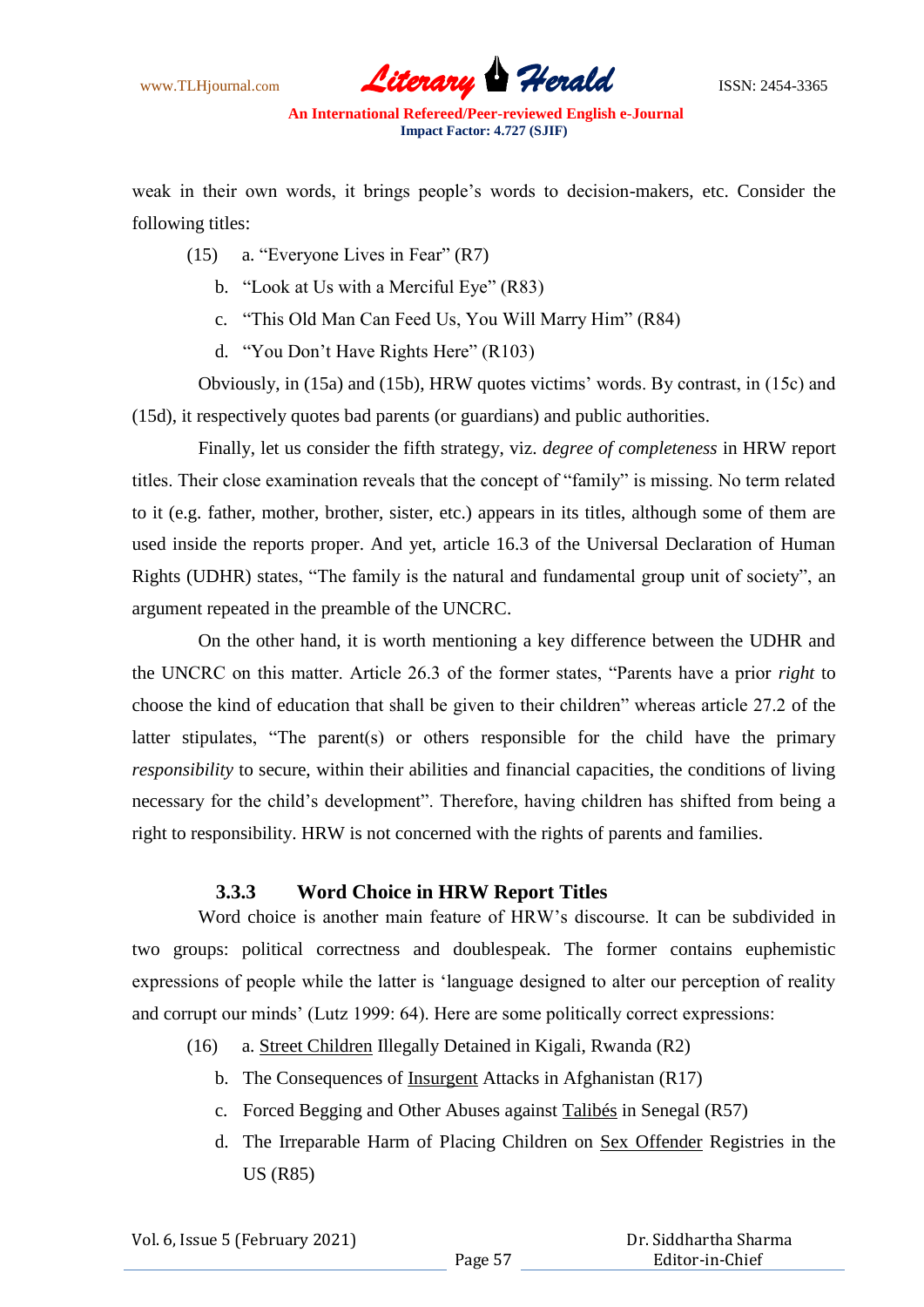weak in their own words, it brings people's words to decision-makers, etc. Consider the following titles:

(15) a. "Everyone Lives in Fear" (R7)

b. "Look at Us with a Merciful Eye" (R83)

c. "This Old Man Can Feed Us, You Will Marry Him" (R84)

d. "You Don't Have Rights Here" (R103)

Obviously, in (15a) and (15b), HRW quotes victims' words. By contrast, in (15c) and (15d), it respectively quotes bad parents (or guardians) and public authorities.

Finally, let us consider the fifth strategy, viz. *degree of completeness* in HRW report titles. Their close examination reveals that the concept of "family" is missing. No term related to it (e.g. father, mother, brother, sister, etc.) appears in its titles, although some of them are used inside the reports proper. And yet, article 16.3 of the Universal Declaration of Human Rights (UDHR) states, "The family is the natural and fundamental group unit of society", an argument repeated in the preamble of the UNCRC.

On the other hand, it is worth mentioning a key difference between the UDHR and the UNCRC on this matter. Article 26.3 of the former states, "Parents have a prior *right* to choose the kind of education that shall be given to their children" whereas article 27.2 of the latter stipulates, "The parent(s) or others responsible for the child have the primary *responsibility* to secure, within their abilities and financial capacities, the conditions of living necessary for the child's development". Therefore, having children has shifted from being a right to responsibility. HRW is not concerned with the rights of parents and families.

### 3.3.3 Word Choice in HRW Report Titles

Word choice is another main feature of HRW's discourse. It can be subdivided in two groups: political correctness and doublespeak. The former contains euphemistic expressions of people while the latter is 'language designed to alter our perception of reality and corrupt our minds' (Lutz 1999: 64). Here are some politically correct expressions:

(16) a. <u>Street Children</u> Illegally Detained in Kigali, Rwanda (R2)

b. The Consequences of <u>Insurgent</u> Attacks in Afghanistan (R17)

c. Forced Begging and Other Abuses against <u>Talibés</u> in Senegal (R57)

d. The Irreparable Harm of Placing Children on <u>Sex Offender</u> Registries in the US (R85)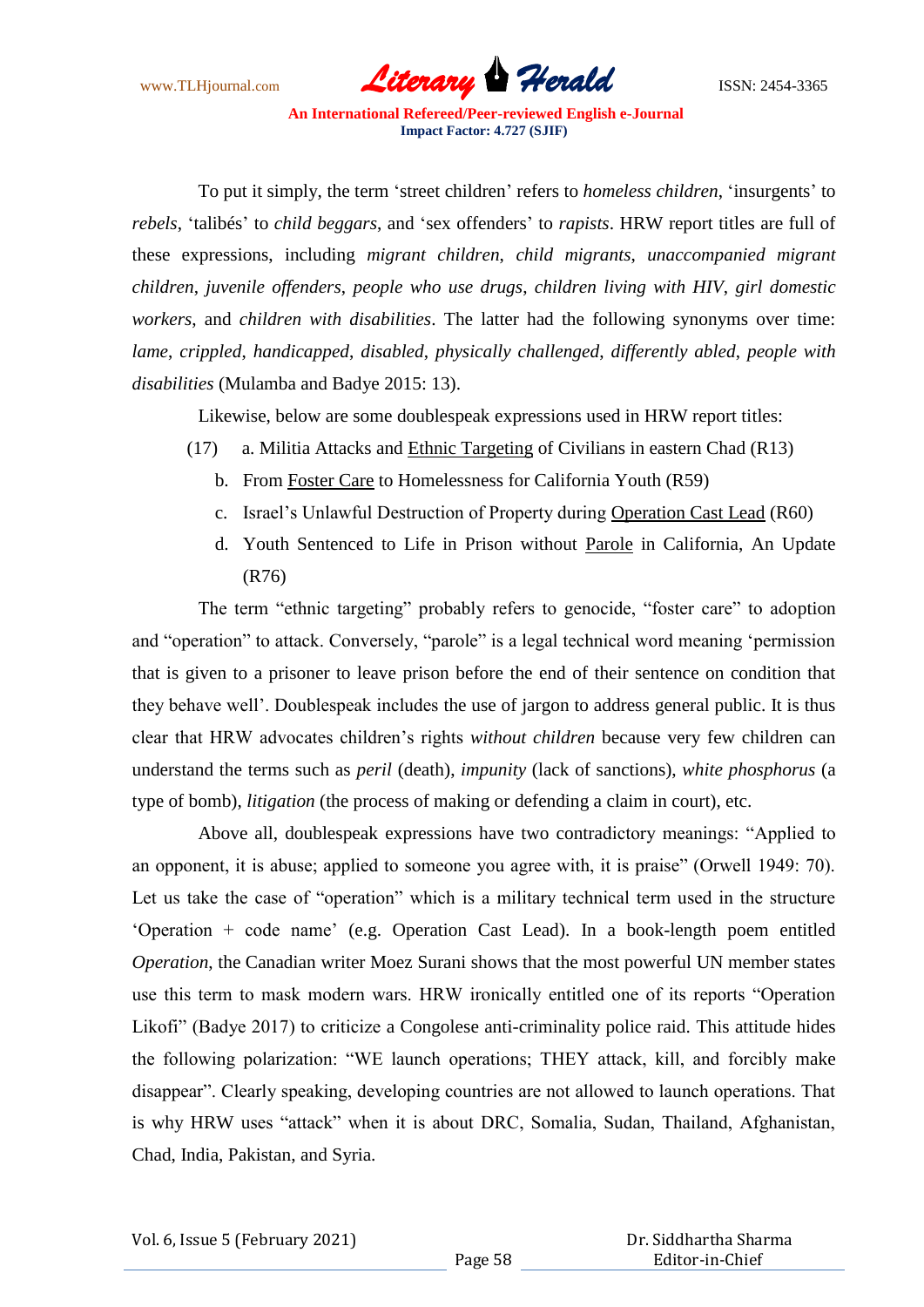To put it simply, the term 'street children' refers to *homeless children*, 'insurgents' to *rebels*, 'talibés' to *child beggars*, and 'sex offenders' to *rapists*. HRW report titles are full of these expressions, including *migrant children*, *child migrants*, *unaccompanied migrant children*, *juvenile offenders*, *people who use drugs*, *children living with HIV*, *girl domestic workers*, and *children with disabilities*. The latter had the following synonyms over time: *lame*, *crippled*, *handicapped*, *disabled*, *physically challenged*, *differently abled*, *people with disabilities* (Mulamba and Badye 2015: 13).

Likewise, below are some doublespeak expressions used in HRW report titles:

(17) a. Militia Attacks and <u>Ethnic Targeting</u> of Civilians in eastern Chad (R13)

b. From <u>Foster Care</u> to Homelessness for California Youth (R59)

c. Israel's Unlawful Destruction of Property during <u>Operation Cast Lead</u> (R60)

d. Youth Sentenced to Life in Prison without <u>Parole</u> in California, An Update (R76)

The term "ethnic targeting" probably refers to genocide, "foster care" to adoption and "operation" to attack. Conversely, "parole" is a legal technical word meaning 'permission that is given to a prisoner to leave prison before the end of their sentence on condition that they behave well'. Doublespeak includes the use of jargon to address general public. It is thus clear that HRW advocates children's rights *without children* because very few children can understand the terms such as *peril* (death), *impunity* (lack of sanctions), *white phosphorus* (a type of bomb), *litigation* (the process of making or defending a claim in court), etc.

Above all, doublespeak expressions have two contradictory meanings: "Applied to an opponent, it is abuse; applied to someone you agree with, it is praise" (Orwell 1949: 70). Let us take the case of "operation" which is a military technical term used in the structure 'Operation + code name' (e.g. Operation Cast Lead). In a book-length poem entitled *Operation*, the Canadian writer Moez Surani shows that the most powerful UN member states use this term to mask modern wars. HRW ironically entitled one of its reports "Operation Likofi" (Badye 2017) to criticize a Congolese anti-criminality police raid. This attitude hides the following polarization: "WE launch operations; THEY attack, kill, and forcibly make disappear". Clearly speaking, developing countries are not allowed to launch operations. That is why HRW uses "attack" when it is about DRC, Somalia, Sudan, Thailand, Afghanistan, Chad, India, Pakistan, and Syria.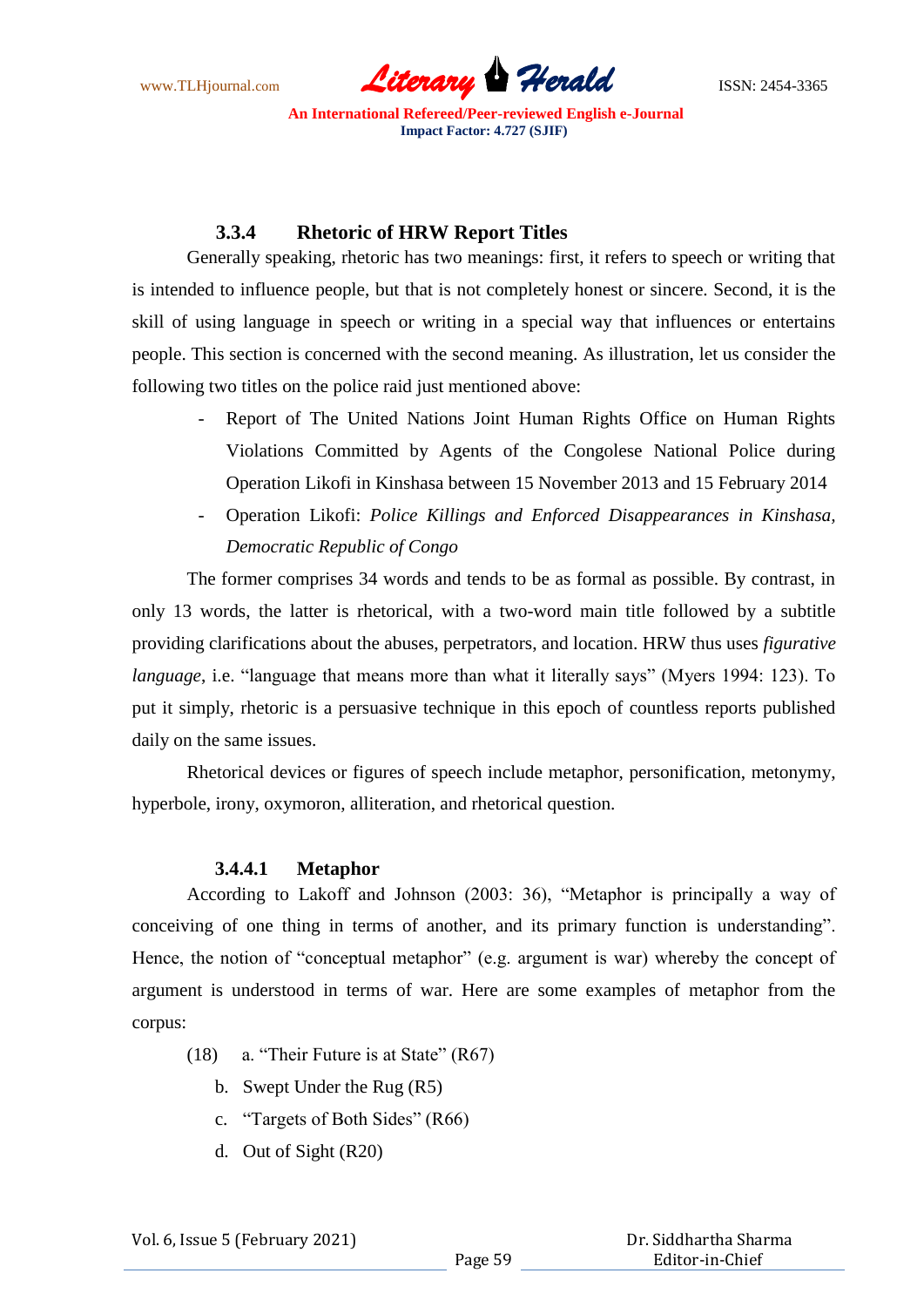### 3.3.4 Rhetoric of HRW Report Titles

Generally speaking, rhetoric has two meanings: first, it refers to speech or writing that is intended to influence people, but that is not completely honest or sincere. Second, it is the skill of using language in speech or writing in a special way that influences or entertains people. This section is concerned with the second meaning. As illustration, let us consider the following two titles on the police raid just mentioned above:

- Report of The United Nations Joint Human Rights Office on Human Rights Violations Committed by Agents of the Congolese National Police during Operation Likofi in Kinshasa between 15 November 2013 and 15 February 2014
- Operation Likofi: *Police Killings and Enforced Disappearances in Kinshasa, Democratic Republic of Congo*

The former comprises 34 words and tends to be as formal as possible. By contrast, in only 13 words, the latter is rhetorical, with a two-word main title followed by a subtitle providing clarifications about the abuses, perpetrators, and location. HRW thus uses *figurative language*, i.e. "language that means more than what it literally says" (Myers 1994: 123). To put it simply, rhetoric is a persuasive technique in this epoch of countless reports published daily on the same issues.

Rhetorical devices or figures of speech include metaphor, personification, metonymy, hyperbole, irony, oxymoron, alliteration, and rhetorical question.

#### 3.4.4.1 Metaphor

According to Lakoff and Johnson (2003: 36), "Metaphor is principally a way of conceiving of one thing in terms of another, and its primary function is understanding". Hence, the notion of "conceptual metaphor" (e.g. argument is war) whereby the concept of argument is understood in terms of war. Here are some examples of metaphor from the corpus:

(18) a. "Their Future is at State" (R67)

b. Swept Under the Rug (R5)

c. "Targets of Both Sides" (R66)

d. Out of Sight (R20)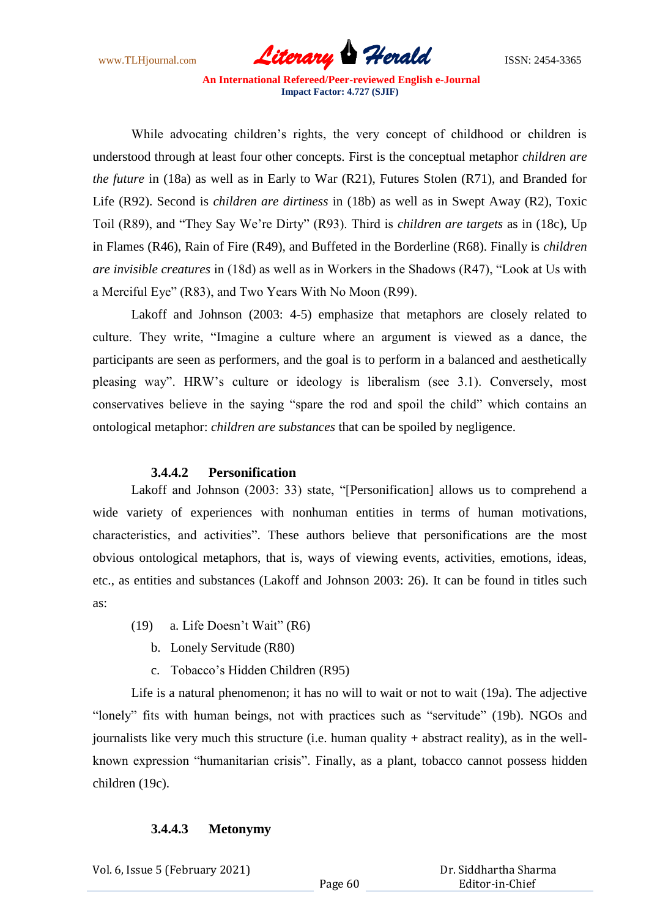While advocating children's rights, the very concept of childhood or children is understood through at least four other concepts. First is the conceptual metaphor *children are the future* in (18a) as well as in Early to War (R21), Futures Stolen (R71), and Branded for Life (R92). Second is *children are dirtiness* in (18b) as well as in Swept Away (R2), Toxic Toil (R89), and "They Say We're Dirty" (R93). Third is *children are targets* as in (18c), Up in Flames (R46), Rain of Fire (R49), and Buffeted in the Borderline (R68). Finally is *children are invisible creatures* in (18d) as well as in Workers in the Shadows (R47), "Look at Us with a Merciful Eye" (R83), and Two Years With No Moon (R99).

Lakoff and Johnson (2003: 4-5) emphasize that metaphors are closely related to culture. They write, "Imagine a culture where an argument is viewed as a dance, the participants are seen as performers, and the goal is to perform in a balanced and aesthetically pleasing way". HRW's culture or ideology is liberalism (see 3.1). Conversely, most conservatives believe in the saying "spare the rod and spoil the child" which contains an ontological metaphor: *children are substances* that can be spoiled by negligence.

#### 3.4.4.2 Personification

Lakoff and Johnson (2003: 33) state, "[Personification] allows us to comprehend a wide variety of experiences with nonhuman entities in terms of human motivations, characteristics, and activities". These authors believe that personifications are the most obvious ontological metaphors, that is, ways of viewing events, activities, emotions, ideas, etc., as entities and substances (Lakoff and Johnson 2003: 26). It can be found in titles such as:

(19) a. Life Doesn't Wait" (R6)

b. Lonely Servitude (R80)

c. Tobacco's Hidden Children (R95)

Life is a natural phenomenon; it has no will to wait or not to wait (19a). The adjective "lonely" fits with human beings, not with practices such as "servitude" (19b). NGOs and journalists like very much this structure (i.e. human quality + abstract reality), as in the well-known expression "humanitarian crisis". Finally, as a plant, tobacco cannot possess hidden children (19c).

#### 3.4.4.3 Metonymy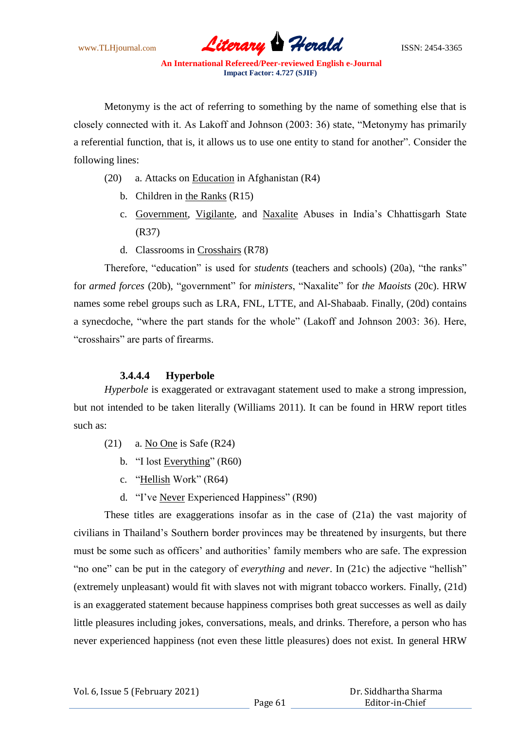Metonymy is the act of referring to something by the name of something else that is closely connected with it. As Lakoff and Johnson (2003: 36) state, "Metonymy has primarily a referential function, that is, it allows us to use one entity to stand for another". Consider the following lines:

(20) a. Attacks on Education in Afghanistan (R4)

b. Children in the Ranks (R15)

c. Government, Vigilante, and Naxalite Abuses in India's Chhattisgarh State (R37)

d. Classrooms in Crosshairs (R78)

Therefore, "education" is used for *students* (teachers and schools) (20a), "the ranks" for *armed forces* (20b), "government" for *ministers*, "Naxalite" for *the Maoists* (20c). HRW names some rebel groups such as LRA, FNL, LTTE, and Al-Shabaab. Finally, (20d) contains a synecdoche, "where the part stands for the whole" (Lakoff and Johnson 2003: 36). Here, "crosshairs" are parts of firearms.

#### 3.4.4.4 Hyperbole

*Hyperbole* is exaggerated or extravagant statement used to make a strong impression, but not intended to be taken literally (Williams 2011). It can be found in HRW report titles such as:

(21) a. No One is Safe (R24)

b. "I lost Everything" (R60)

c. "Hellish Work" (R64)

d. "I've Never Experienced Happiness" (R90)

These titles are exaggerations insofar as in the case of (21a) the vast majority of civilians in Thailand's Southern border provinces may be threatened by insurgents, but there must be some such as officers' and authorities' family members who are safe. The expression "no one" can be put in the category of *everything* and *never*. In (21c) the adjective "hellish" (extremely unpleasant) would fit with slaves not with migrant tobacco workers. Finally, (21d) is an exaggerated statement because happiness comprises both great successes as well as daily little pleasures including jokes, conversations, meals, and drinks. Therefore, a person who has never experienced happiness (not even these little pleasures) does not exist. In general HRW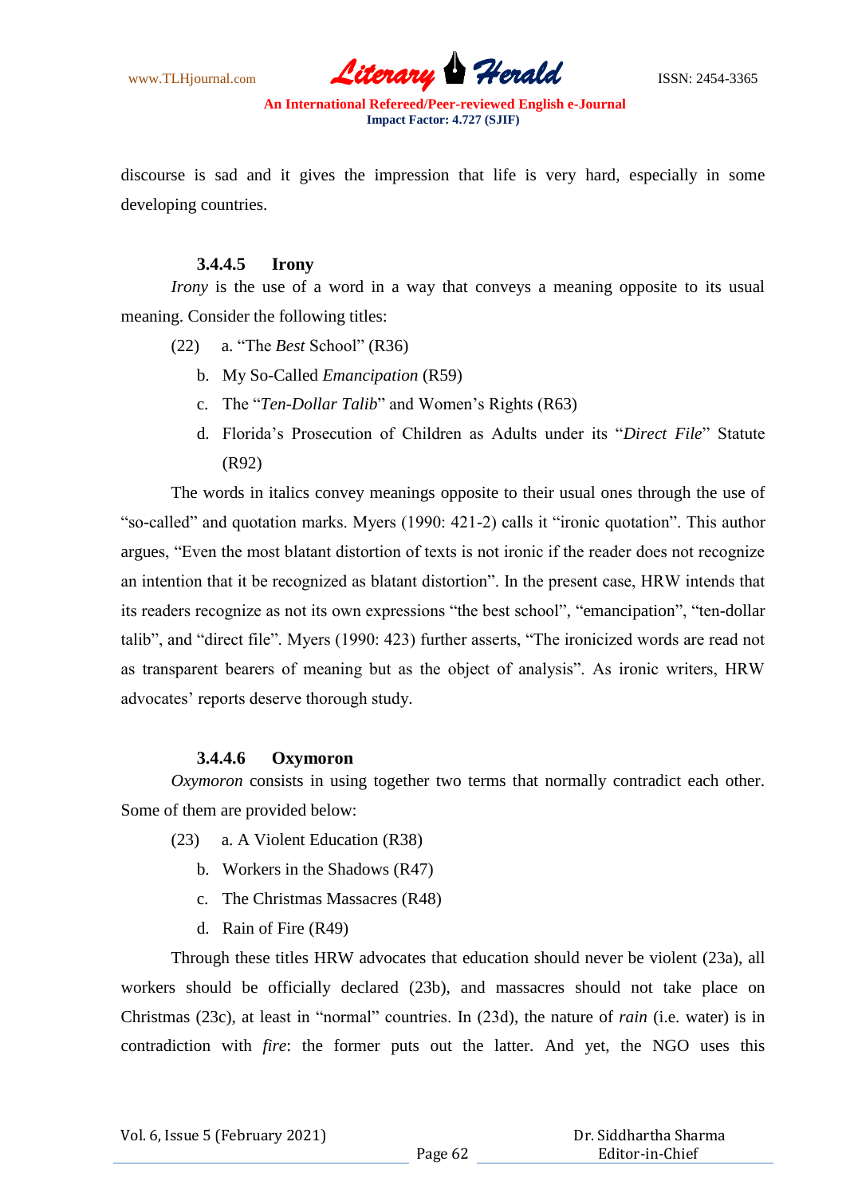discourse is sad and it gives the impression that life is very hard, especially in some developing countries.

#### 3.4.4.5 Irony

*Irony* is the use of a word in a way that conveys a meaning opposite to its usual meaning. Consider the following titles:

(22) a. "The *Best* School" (R36)

b. My So-Called *Emancipation* (R59)

c. The "*Ten-Dollar Talib*" and Women's Rights (R63)

d. Florida's Prosecution of Children as Adults under its "*Direct File*" Statute (R92)

The words in italics convey meanings opposite to their usual ones through the use of "so-called" and quotation marks. Myers (1990: 421-2) calls it "ironic quotation". This author argues, "Even the most blatant distortion of texts is not ironic if the reader does not recognize an intention that it be recognized as blatant distortion". In the present case, HRW intends that its readers recognize as not its own expressions "the best school", "emancipation", "ten-dollar talib", and "direct file". Myers (1990: 423) further asserts, "The ironicized words are read not as transparent bearers of meaning but as the object of analysis". As ironic writers, HRW advocates' reports deserve thorough study.

#### 3.4.4.6 Oxymoron

*Oxymoron* consists in using together two terms that normally contradict each other. Some of them are provided below:

(23) a. A Violent Education (R38)

b. Workers in the Shadows (R47)

c. The Christmas Massacres (R48)

d. Rain of Fire (R49)

Through these titles HRW advocates that education should never be violent (23a), all workers should be officially declared (23b), and massacres should not take place on Christmas (23c), at least in "normal" countries. In (23d), the nature of *rain* (i.e. water) is in contradiction with *fire*: the former puts out the latter. And yet, the NGO uses this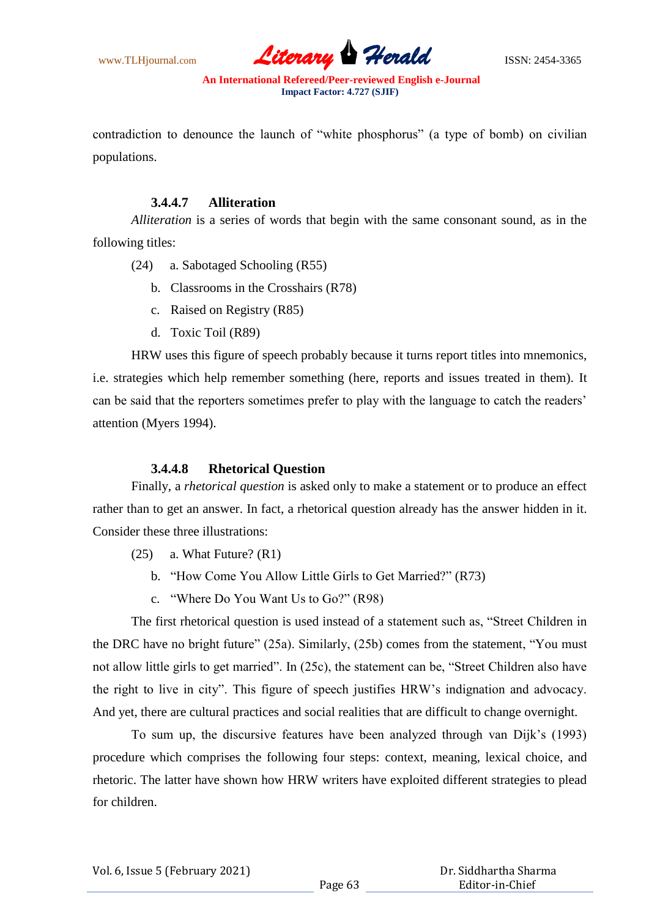contradiction to denounce the launch of "white phosphorus" (a type of bomb) on civilian populations.

#### 3.4.4.7 Alliteration

*Alliteration* is a series of words that begin with the same consonant sound, as in the following titles:

(24) a. Sabotaged Schooling (R55)

b. Classrooms in the Crosshairs (R78)

c. Raised on Registry (R85)

d. Toxic Toil (R89)

HRW uses this figure of speech probably because it turns report titles into mnemonics, i.e. strategies which help remember something (here, reports and issues treated in them). It can be said that the reporters sometimes prefer to play with the language to catch the readers' attention (Myers 1994).

#### 3.4.4.8 Rhetorical Question

Finally, a *rhetorical question* is asked only to make a statement or to produce an effect rather than to get an answer. In fact, a rhetorical question already has the answer hidden in it. Consider these three illustrations:

(25) a. What Future? (R1)

b. "How Come You Allow Little Girls to Get Married?" (R73)

c. "Where Do You Want Us to Go?" (R98)

The first rhetorical question is used instead of a statement such as, "Street Children in the DRC have no bright future" (25a). Similarly, (25b) comes from the statement, "You must not allow little girls to get married". In (25c), the statement can be, "Street Children also have the right to live in city". This figure of speech justifies HRW's indignation and advocacy. And yet, there are cultural practices and social realities that are difficult to change overnight.

To sum up, the discursive features have been analyzed through van Dijk's (1993) procedure which comprises the following four steps: context, meaning, lexical choice, and rhetoric. The latter have shown how HRW writers have exploited different strategies to plead for children.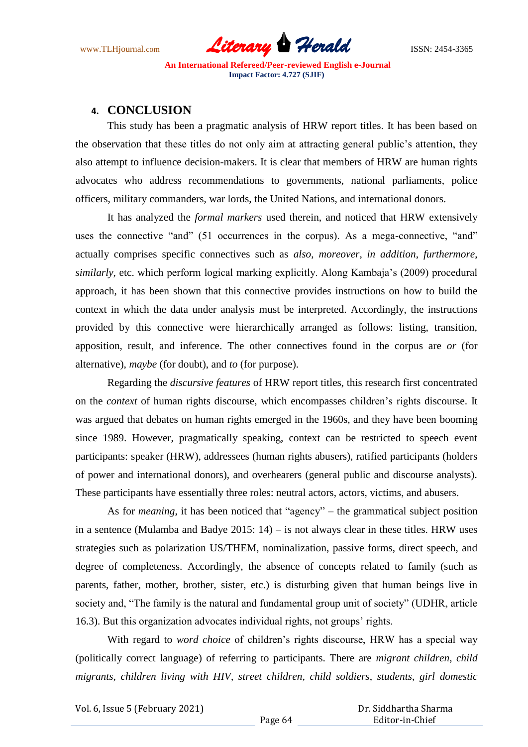## 4. CONCLUSION

This study has been a pragmatic analysis of HRW report titles. It has been based on the observation that these titles do not only aim at attracting general public's attention, they also attempt to influence decision-makers. It is clear that members of HRW are human rights advocates who address recommendations to governments, national parliaments, police officers, military commanders, war lords, the United Nations, and international donors.

It has analyzed the *formal markers* used therein, and noticed that HRW extensively uses the connective "and" (51 occurrences in the corpus). As a mega-connective, "and" actually comprises specific connectives such as *also*, *moreover*, *in addition*, *furthermore*, *similarly*, etc. which perform logical marking explicitly. Along Kambaja's (2009) procedural approach, it has been shown that this connective provides instructions on how to build the context in which the data under analysis must be interpreted. Accordingly, the instructions provided by this connective were hierarchically arranged as follows: listing, transition, apposition, result, and inference. The other connectives found in the corpus are *or* (for alternative), *maybe* (for doubt), and *to* (for purpose).

Regarding the *discursive features* of HRW report titles, this research first concentrated on the *context* of human rights discourse, which encompasses children's rights discourse. It was argued that debates on human rights emerged in the 1960s, and they have been booming since 1989. However, pragmatically speaking, context can be restricted to speech event participants: speaker (HRW), addressees (human rights abusers), ratified participants (holders of power and international donors), and overhearers (general public and discourse analysts). These participants have essentially three roles: neutral actors, actors, victims, and abusers.

As for *meaning*, it has been noticed that "agency" – the grammatical subject position in a sentence (Mulamba and Badye 2015: 14) – is not always clear in these titles. HRW uses strategies such as polarization US/THEM, nominalization, passive forms, direct speech, and degree of completeness. Accordingly, the absence of concepts related to family (such as parents, father, mother, brother, sister, etc.) is disturbing given that human beings live in society and, "The family is the natural and fundamental group unit of society" (UDHR, article 16.3). But this organization advocates individual rights, not groups' rights.

With regard to *word choice* of children's rights discourse, HRW has a special way (politically correct language) of referring to participants. There are *migrant children*, *child migrants*, *children living with HIV*, *street children*, *child soldiers*, *students*, *girl domestic*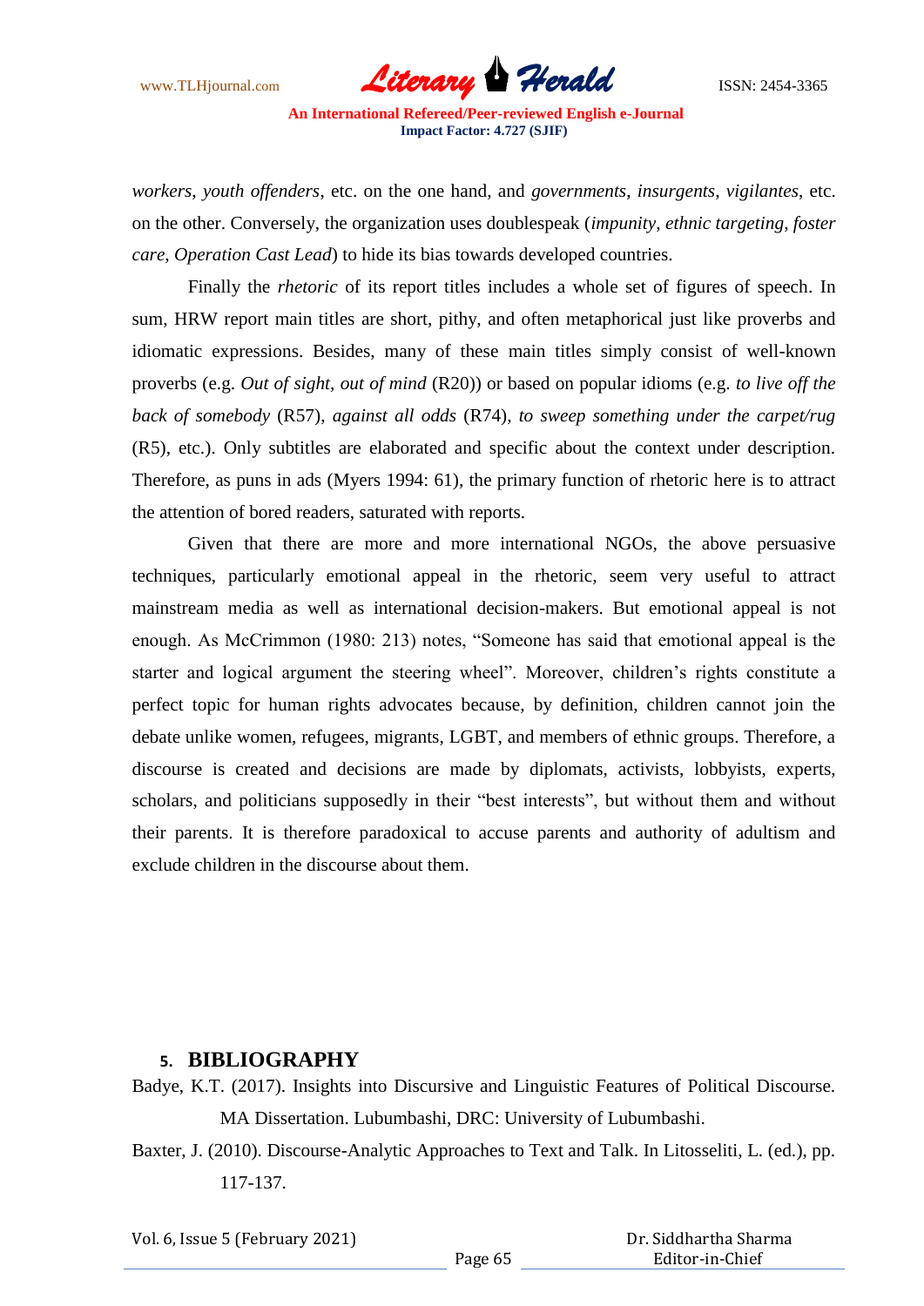*workers*, *youth offenders*, etc. on the one hand, and *governments*, *insurgents*, *vigilantes*, etc. on the other. Conversely, the organization uses doublespeak (*impunity*, *ethnic targeting*, *foster care*, *Operation Cast Lead*) to hide its bias towards developed countries.

Finally the *rhetoric* of its report titles includes a whole set of figures of speech. In sum, HRW report main titles are short, pithy, and often metaphorical just like proverbs and idiomatic expressions. Besides, many of these main titles simply consist of well-known proverbs (e.g. *Out of sight, out of mind* (R20)) or based on popular idioms (e.g. *to live off the back of somebody* (R57), *against all odds* (R74), *to sweep something under the carpet/rug* (R5), etc.). Only subtitles are elaborated and specific about the context under description. Therefore, as puns in ads (Myers 1994: 61), the primary function of rhetoric here is to attract the attention of bored readers, saturated with reports.

Given that there are more and more international NGOs, the above persuasive techniques, particularly emotional appeal in the rhetoric, seem very useful to attract mainstream media as well as international decision-makers. But emotional appeal is not enough. As McCrimmon (1980: 213) notes, "Someone has said that emotional appeal is the starter and logical argument the steering wheel". Moreover, children's rights constitute a perfect topic for human rights advocates because, by definition, children cannot join the debate unlike women, refugees, migrants, LGBT, and members of ethnic groups. Therefore, a discourse is created and decisions are made by diplomats, activists, lobbyists, experts, scholars, and politicians supposedly in their "best interests", but without them and without their parents. It is therefore paradoxical to accuse parents and authority of adultism and exclude children in the discourse about them.

## 5. BIBLIOGRAPHY

Badye, K.T. (2017). Insights into Discursive and Linguistic Features of Political Discourse. MA Dissertation. Lubumbashi, DRC: University of Lubumbashi.

Baxter, J. (2010). Discourse-Analytic Approaches to Text and Talk. In Litosseliti, L. (ed.), pp. 117-137.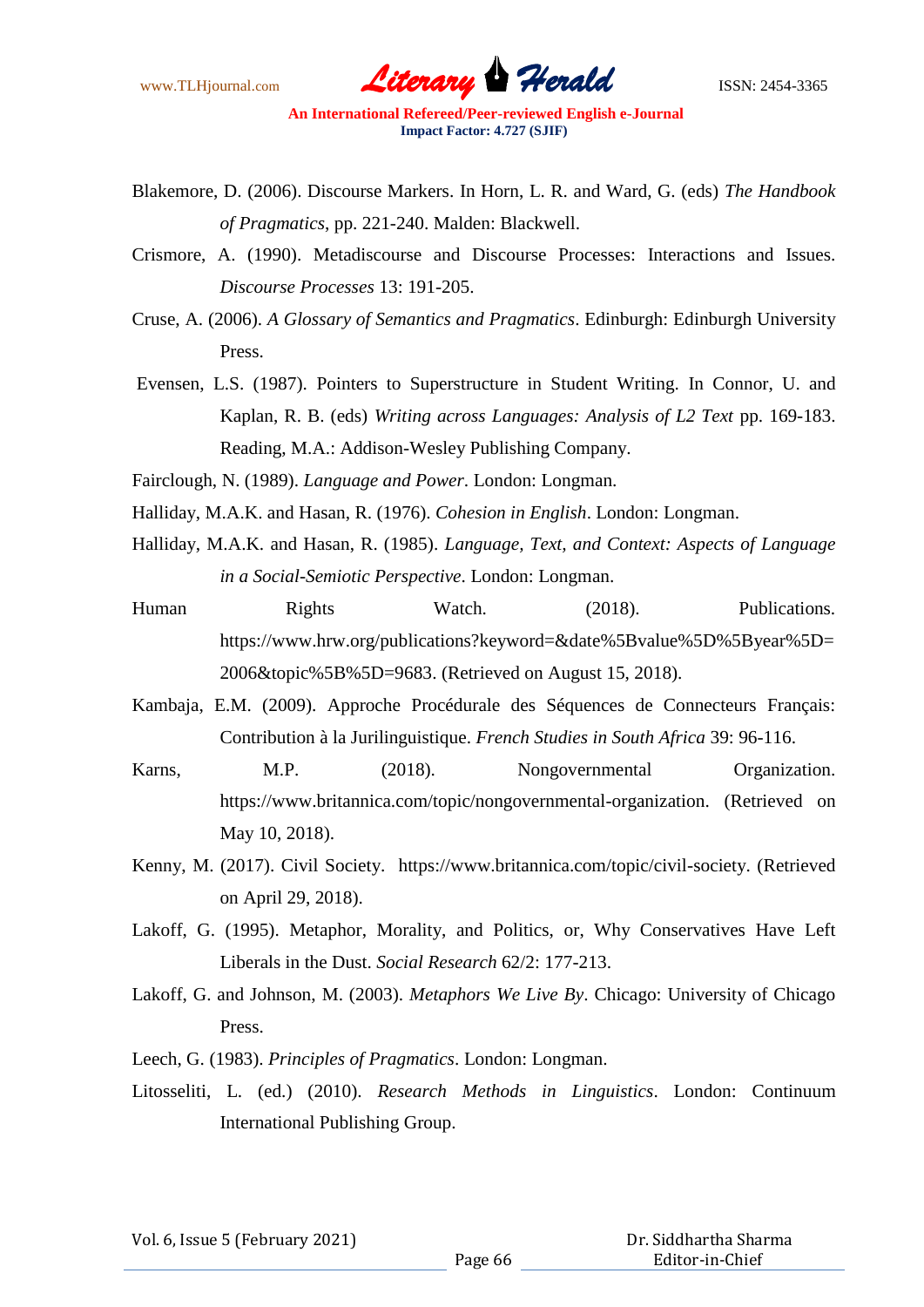Blakemore, D. (2006). Discourse Markers. In Horn, L. R. and Ward, G. (eds) *The Handbook of Pragmatics*, pp. 221-240. Malden: Blackwell.

Crismore, A. (1990). Metadiscourse and Discourse Processes: Interactions and Issues. *Discourse Processes* 13: 191-205.

Cruse, A. (2006). *A Glossary of Semantics and Pragmatics*. Edinburgh: Edinburgh University Press.

Evensen, L.S. (1987). Pointers to Superstructure in Student Writing. In Connor, U. and Kaplan, R. B. (eds) *Writing across Languages: Analysis of L2 Text* pp. 169-183. Reading, M.A.: Addison-Wesley Publishing Company.

Fairclough, N. (1989). *Language and Power*. London: Longman.

Halliday, M.A.K. and Hasan, R. (1976). *Cohesion in English*. London: Longman.

Halliday, M.A.K. and Hasan, R. (1985). *Language, Text, and Context: Aspects of Language in a Social-Semiotic Perspective*. London: Longman.

Human Rights Watch. (2018). Publications. https://www.hrw.org/publications?keyword=&date%5Bvalue%5D%5Byear%5D=2006&topic%5B%5D=9683. (Retrieved on August 15, 2018).

Kambaja, E.M. (2009). Approche Procédurale des Séquences de Connecteurs Français: Contribution à la Jurilinguistique. *French Studies in South Africa* 39: 96-116.

Karns, M.P. (2018). Nongovernmental Organization. https://www.britannica.com/topic/nongovernmental-organization. (Retrieved on May 10, 2018).

Kenny, M. (2017). Civil Society. https://www.britannica.com/topic/civil-society. (Retrieved on April 29, 2018).

Lakoff, G. (1995). Metaphor, Morality, and Politics, or, Why Conservatives Have Left Liberals in the Dust. *Social Research* 62/2: 177-213.

Lakoff, G. and Johnson, M. (2003). *Metaphors We Live By*. Chicago: University of Chicago Press.

Leech, G. (1983). *Principles of Pragmatics*. London: Longman.

Litosseliti, L. (ed.) (2010). *Research Methods in Linguistics*. London: Continuum International Publishing Group.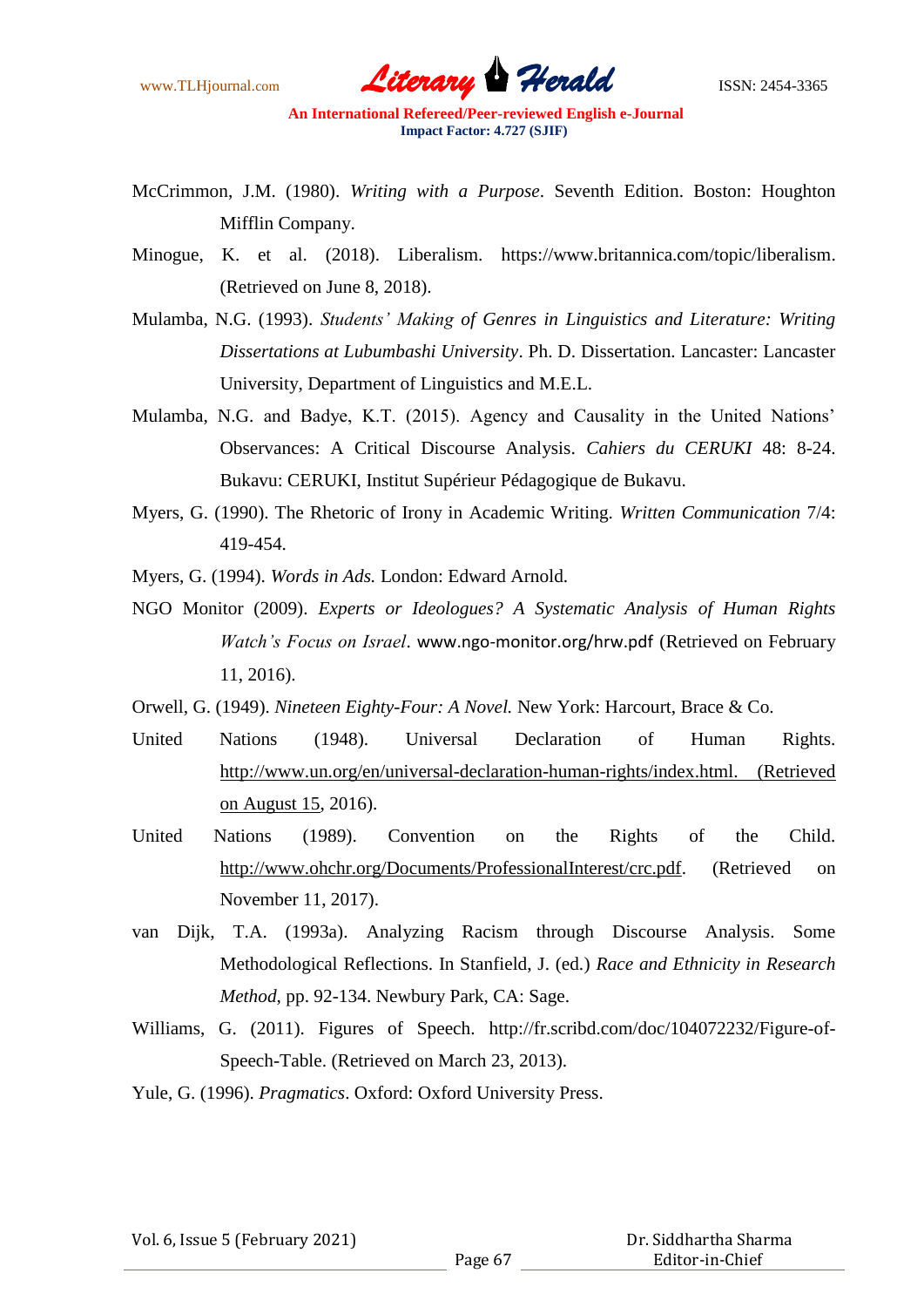McCrimmon, J.M. (1980). *Writing with a Purpose*. Seventh Edition. Boston: Houghton Mifflin Company.

Minogue, K. et al. (2018). Liberalism. https://www.britannica.com/topic/liberalism. (Retrieved on June 8, 2018).

Mulamba, N.G. (1993). *Students' Making of Genres in Linguistics and Literature: Writing Dissertations at Lubumbashi University*. Ph. D. Dissertation. Lancaster: Lancaster University, Department of Linguistics and M.E.L.

Mulamba, N.G. and Badye, K.T. (2015). Agency and Causality in the United Nations' Observances: A Critical Discourse Analysis. *Cahiers du CERUKI* 48: 8-24. Bukavu: CERUKI, Institut Supérieur Pédagogique de Bukavu.

Myers, G. (1990). The Rhetoric of Irony in Academic Writing. *Written Communication* 7/4: 419-454.

Myers, G. (1994). *Words in Ads.* London: Edward Arnold.

NGO Monitor (2009). *Experts or Ideologues? A Systematic Analysis of Human Rights Watch's Focus on Israel*. www.ngo-monitor.org/hrw.pdf (Retrieved on February 11, 2016).

Orwell, G. (1949). *Nineteen Eighty-Four: A Novel.* New York: Harcourt, Brace & Co.

United Nations (1948). Universal Declaration of Human Rights. http://www.un.org/en/universal-declaration-human-rights/index.html. (Retrieved on August 15, 2016).

United Nations (1989). Convention on the Rights of the Child. http://www.ohchr.org/Documents/ProfessionalInterest/crc.pdf. (Retrieved on November 11, 2017).

van Dijk, T.A. (1993a). Analyzing Racism through Discourse Analysis. Some Methodological Reflections. In Stanfield, J. (ed.) *Race and Ethnicity in Research Method*, pp. 92-134. Newbury Park, CA: Sage.

Williams, G. (2011). Figures of Speech. http://fr.scribd.com/doc/104072232/Figure-of-Speech-Table. (Retrieved on March 23, 2013).

Yule, G. (1996). *Pragmatics*. Oxford: Oxford University Press.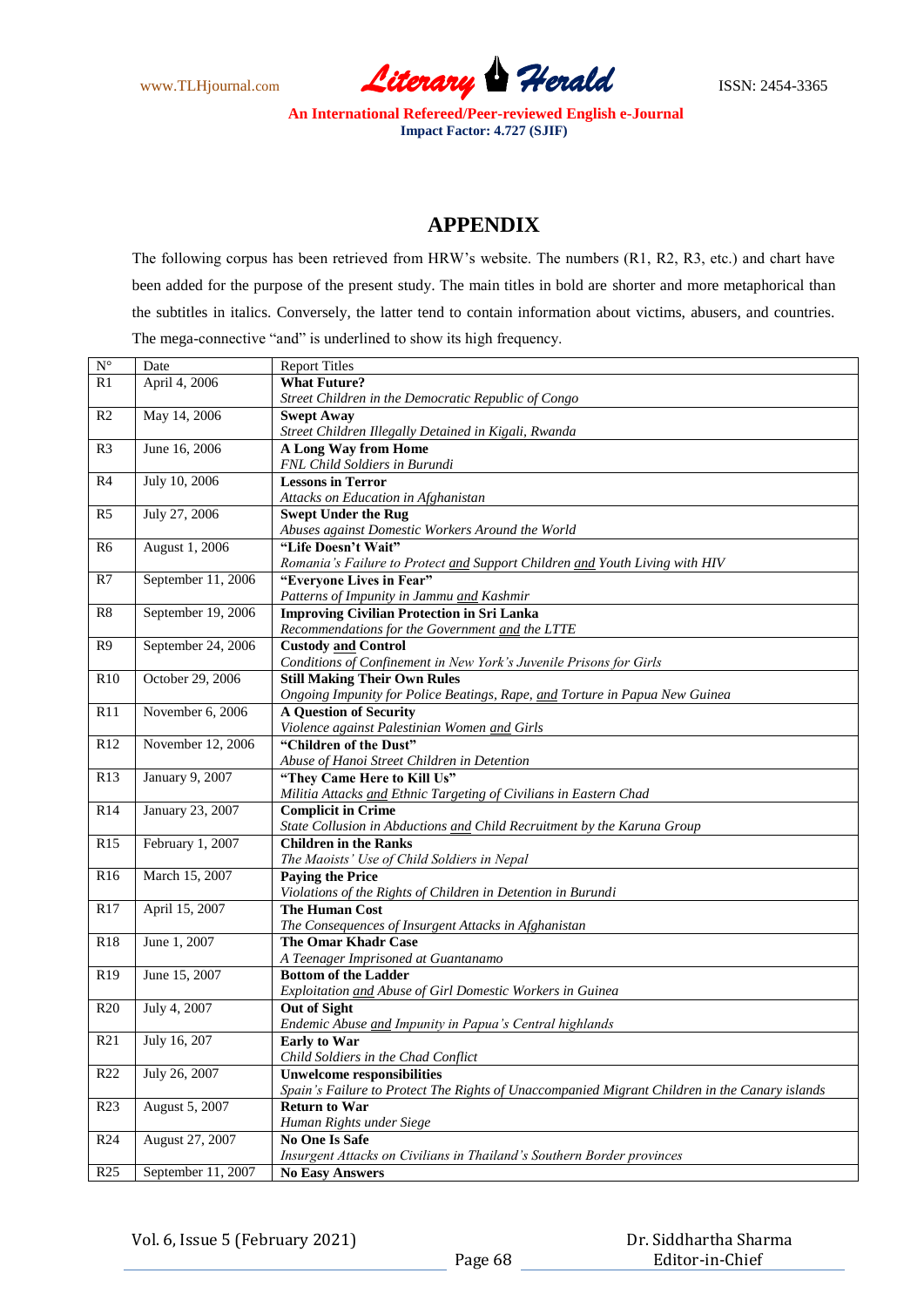## APPENDIX

The following corpus has been retrieved from HRW's website. The numbers (R1, R2, R3, etc.) and chart have been added for the purpose of the present study. The main titles in bold are shorter and more metaphorical than the subtitles in italics. Conversely, the latter tend to contain information about victims, abusers, and countries. The mega-connective "and" is underlined to show its high frequency.

| N° | Date | Report Titles |
|---|---|---|
| R1 | April 4, 2006 | **What Future?**<br>*Street Children in the Democratic Republic of Congo* |
| R2 | May 14, 2006 | **Swept Away**<br>*Street Children Illegally Detained in Kigali, Rwanda* |
| R3 | June 16, 2006 | **A Long Way from Home**<br>*FNL Child Soldiers in Burundi* |
| R4 | July 10, 2006 | **Lessons in Terror**<br>*Attacks on Education in Afghanistan* |
| R5 | July 27, 2006 | **Swept Under the Rug**<br>*Abuses against Domestic Workers Around the World* |
| R6 | August 1, 2006 | **"Life Doesn't Wait"**<br>*Romania's Failure to Protect <u>and</u> Support Children <u>and</u> Youth Living with HIV* |
| R7 | September 11, 2006 | **"Everyone Lives in Fear"**<br>*Patterns of Impunity in Jammu <u>and</u> Kashmir* |
| R8 | September 19, 2006 | **Improving Civilian Protection in Sri Lanka**<br>*Recommendations for the Government <u>and</u> the LTTE* |
| R9 | September 24, 2006 | **Custody <u>and</u> Control**<br>*Conditions of Confinement in New York's Juvenile Prisons for Girls* |
| R10 | October 29, 2006 | **Still Making Their Own Rules**<br>*Ongoing Impunity for Police Beatings, Rape, <u>and</u> Torture in Papua New Guinea* |
| R11 | November 6, 2006 | **A Question of Security**<br>*Violence against Palestinian Women <u>and</u> Girls* |
| R12 | November 12, 2006 | **"Children of the Dust"**<br>*Abuse of Hanoi Street Children in Detention* |
| R13 | January 9, 2007 | **"They Came Here to Kill Us"**<br>*Militia Attacks <u>and</u> Ethnic Targeting of Civilians in Eastern Chad* |
| R14 | January 23, 2007 | **Complicit in Crime**<br>*State Collusion in Abductions <u>and</u> Child Recruitment by the Karuna Group* |
| R15 | February 1, 2007 | **Children in the Ranks**<br>*The Maoists' Use of Child Soldiers in Nepal* |
| R16 | March 15, 2007 | **Paying the Price**<br>*Violations of the Rights of Children in Detention in Burundi* |
| R17 | April 15, 2007 | **The Human Cost**<br>*The Consequences of Insurgent Attacks in Afghanistan* |
| R18 | June 1, 2007 | **The Omar Khadr Case**<br>*A Teenager Imprisoned at Guantanamo* |
| R19 | June 15, 2007 | **Bottom of the Ladder**<br>*Exploitation <u>and</u> Abuse of Girl Domestic Workers in Guinea* |
| R20 | July 4, 2007 | **Out of Sight**<br>*Endemic Abuse <u>and</u> Impunity in Papua's Central highlands* |
| R21 | July 16, 207 | **Early to War**<br>*Child Soldiers in the Chad Conflict* |
| R22 | July 26, 2007 | **Unwelcome responsibilities**<br>*Spain's Failure to Protect The Rights of Unaccompanied Migrant Children in the Canary islands* |
| R23 | August 5, 2007 | **Return to War**<br>*Human Rights under Siege* |
| R24 | August 27, 2007 | **No One Is Safe**<br>*Insurgent Attacks on Civilians in Thailand's Southern Border provinces* |
| R25 | September 11, 2007 | **No Easy Answers** |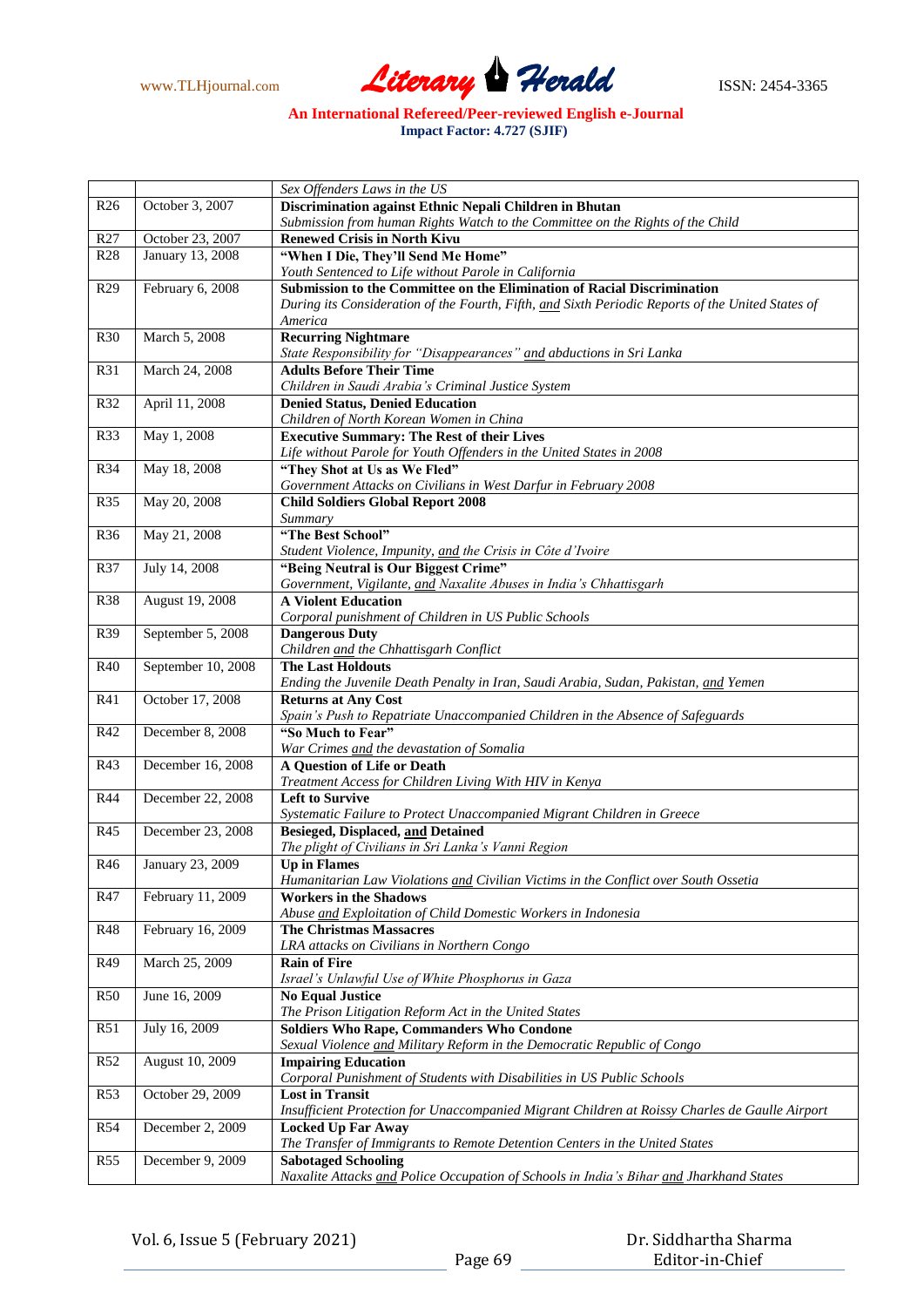| | | |
|---|---|---|
| | | *Sex Offenders Laws in the US* |
| R26 | October 3, 2007 | **Discrimination against Ethnic Nepali Children in Bhutan**<br>*Submission from human Rights Watch to the Committee on the Rights of the Child* |
| R27 | October 23, 2007 | **Renewed Crisis in North Kivu** |
| R28 | January 13, 2008 | **"When I Die, They'll Send Me Home"**<br>*Youth Sentenced to Life without Parole in California* |
| R29 | February 6, 2008 | **Submission to the Committee on the Elimination of Racial Discrimination**<br>*During its Consideration of the Fourth, Fifth, and Sixth Periodic Reports of the United States of America* |
| R30 | March 5, 2008 | **Recurring Nightmare**<br>*State Responsibility for "Disappearances" and abductions in Sri Lanka* |
| R31 | March 24, 2008 | **Adults Before Their Time**<br>*Children in Saudi Arabia's Criminal Justice System* |
| R32 | April 11, 2008 | **Denied Status, Denied Education**<br>*Children of North Korean Women in China* |
| R33 | May 1, 2008 | **Executive Summary: The Rest of their Lives**<br>*Life without Parole for Youth Offenders in the United States in 2008* |
| R34 | May 18, 2008 | **"They Shot at Us as We Fled"**<br>*Government Attacks on Civilians in West Darfur in February 2008* |
| R35 | May 20, 2008 | **Child Soldiers Global Report 2008**<br>*Summary* |
| R36 | May 21, 2008 | **"The Best School"**<br>*Student Violence, Impunity, and the Crisis in Côte d'Ivoire* |
| R37 | July 14, 2008 | **"Being Neutral is Our Biggest Crime"**<br>*Government, Vigilante, and Naxalite Abuses in India's Chhattisgarh* |
| R38 | August 19, 2008 | **A Violent Education**<br>*Corporal punishment of Children in US Public Schools* |
| R39 | September 5, 2008 | **Dangerous Duty**<br>*Children and the Chhattisgarh Conflict* |
| R40 | September 10, 2008 | **The Last Holdouts**<br>*Ending the Juvenile Death Penalty in Iran, Saudi Arabia, Sudan, Pakistan, and Yemen* |
| R41 | October 17, 2008 | **Returns at Any Cost**<br>*Spain's Push to Repatriate Unaccompanied Children in the Absence of Safeguards* |
| R42 | December 8, 2008 | **"So Much to Fear"**<br>*War Crimes and the devastation of Somalia* |
| R43 | December 16, 2008 | **A Question of Life or Death**<br>*Treatment Access for Children Living With HIV in Kenya* |
| R44 | December 22, 2008 | **Left to Survive**<br>*Systematic Failure to Protect Unaccompanied Migrant Children in Greece* |
| R45 | December 23, 2008 | **Besieged, Displaced, and Detained**<br>*The plight of Civilians in Sri Lanka's Vanni Region* |
| R46 | January 23, 2009 | **Up in Flames**<br>*Humanitarian Law Violations and Civilian Victims in the Conflict over South Ossetia* |
| R47 | February 11, 2009 | **Workers in the Shadows**<br>*Abuse and Exploitation of Child Domestic Workers in Indonesia* |
| R48 | February 16, 2009 | **The Christmas Massacres**<br>*LRA attacks on Civilians in Northern Congo* |
| R49 | March 25, 2009 | **Rain of Fire**<br>*Israel's Unlawful Use of White Phosphorus in Gaza* |
| R50 | June 16, 2009 | **No Equal Justice**<br>*The Prison Litigation Reform Act in the United States* |
| R51 | July 16, 2009 | **Soldiers Who Rape, Commanders Who Condone**<br>*Sexual Violence and Military Reform in the Democratic Republic of Congo* |
| R52 | August 10, 2009 | **Impairing Education**<br>*Corporal Punishment of Students with Disabilities in US Public Schools* |
| R53 | October 29, 2009 | **Lost in Transit**<br>*Insufficient Protection for Unaccompanied Migrant Children at Roissy Charles de Gaulle Airport* |
| R54 | December 2, 2009 | **Locked Up Far Away**<br>*The Transfer of Immigrants to Remote Detention Centers in the United States* |
| R55 | December 9, 2009 | **Sabotaged Schooling**<br>*Naxalite Attacks and Police Occupation of Schools in India's Bihar and Jharkhand States* |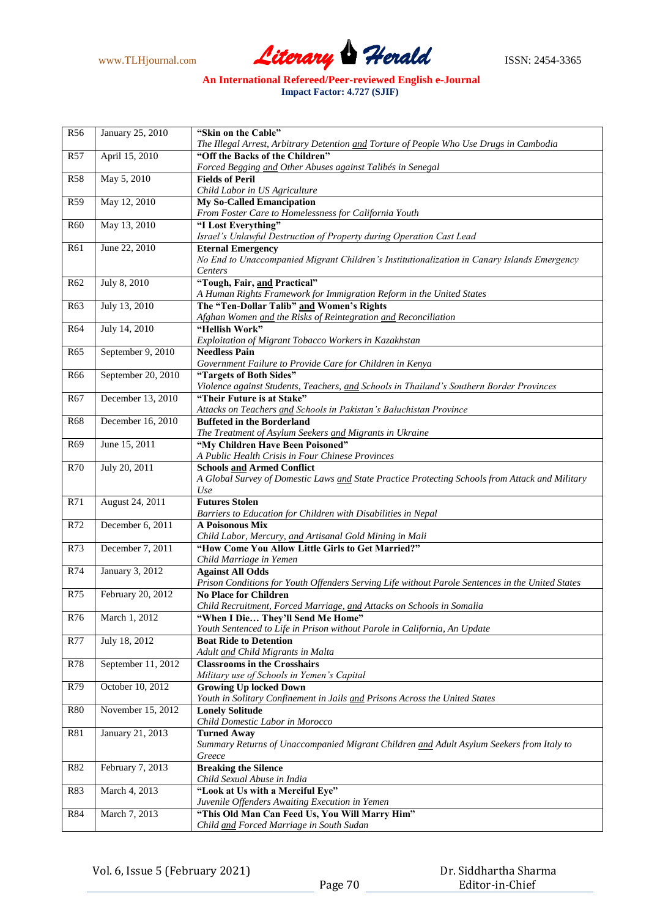| R56 | January 25, 2010 | **"Skin on the Cable"** *The Illegal Arrest, Arbitrary Detention and Torture of People Who Use Drugs in Cambodia* |
|---|---|---|
| R57 | April 15, 2010 | **"Off the Backs of the Children"** *Forced Begging and Other Abuses against Talibés in Senegal* |
| R58 | May 5, 2010 | **Fields of Peril** *Child Labor in US Agriculture* |
| R59 | May 12, 2010 | **My So-Called Emancipation** *From Foster Care to Homelessness for California Youth* |
| R60 | May 13, 2010 | **"I Lost Everything"** *Israel's Unlawful Destruction of Property during Operation Cast Lead* |
| R61 | June 22, 2010 | **Eternal Emergency** *No End to Unaccompanied Migrant Children's Institutionalization in Canary Islands Emergency Centers* |
| R62 | July 8, 2010 | **"Tough, Fair, and Practical"** *A Human Rights Framework for Immigration Reform in the United States* |
| R63 | July 13, 2010 | **The "Ten-Dollar Talib" and Women's Rights** *Afghan Women and the Risks of Reintegration and Reconciliation* |
| R64 | July 14, 2010 | **"Hellish Work"** *Exploitation of Migrant Tobacco Workers in Kazakhstan* |
| R65 | September 9, 2010 | **Needless Pain** *Government Failure to Provide Care for Children in Kenya* |
| R66 | September 20, 2010 | **"Targets of Both Sides"** *Violence against Students, Teachers, and Schools in Thailand's Southern Border Provinces* |
| R67 | December 13, 2010 | **"Their Future is at Stake"** *Attacks on Teachers and Schools in Pakistan's Baluchistan Province* |
| R68 | December 16, 2010 | **Buffeted in the Borderland** *The Treatment of Asylum Seekers and Migrants in Ukraine* |
| R69 | June 15, 2011 | **"My Children Have Been Poisoned"** *A Public Health Crisis in Four Chinese Provinces* |
| R70 | July 20, 2011 | **Schools and Armed Conflict** *A Global Survey of Domestic Laws and State Practice Protecting Schools from Attack and Military Use* |
| R71 | August 24, 2011 | **Futures Stolen** *Barriers to Education for Children with Disabilities in Nepal* |
| R72 | December 6, 2011 | **A Poisonous Mix** *Child Labor, Mercury, and Artisanal Gold Mining in Mali* |
| R73 | December 7, 2011 | **"How Come You Allow Little Girls to Get Married?"** *Child Marriage in Yemen* |
| R74 | January 3, 2012 | **Against All Odds** *Prison Conditions for Youth Offenders Serving Life without Parole Sentences in the United States* |
| R75 | February 20, 2012 | **No Place for Children** *Child Recruitment, Forced Marriage, and Attacks on Schools in Somalia* |
| R76 | March 1, 2012 | **"When I Die… They'll Send Me Home"** *Youth Sentenced to Life in Prison without Parole in California, An Update* |
| R77 | July 18, 2012 | **Boat Ride to Detention** *Adult and Child Migrants in Malta* |
| R78 | September 11, 2012 | **Classrooms in the Crosshairs** *Military use of Schools in Yemen's Capital* |
| R79 | October 10, 2012 | **Growing Up locked Down** *Youth in Solitary Confinement in Jails and Prisons Across the United States* |
| R80 | November 15, 2012 | **Lonely Solitude** *Child Domestic Labor in Morocco* |
| R81 | January 21, 2013 | **Turned Away** *Summary Returns of Unaccompanied Migrant Children and Adult Asylum Seekers from Italy to Greece* |
| R82 | February 7, 2013 | **Breaking the Silence** *Child Sexual Abuse in India* |
| R83 | March 4, 2013 | **"Look at Us with a Merciful Eye"** *Juvenile Offenders Awaiting Execution in Yemen* |
| R84 | March 7, 2013 | **"This Old Man Can Feed Us, You Will Marry Him"** *Child and Forced Marriage in South Sudan* |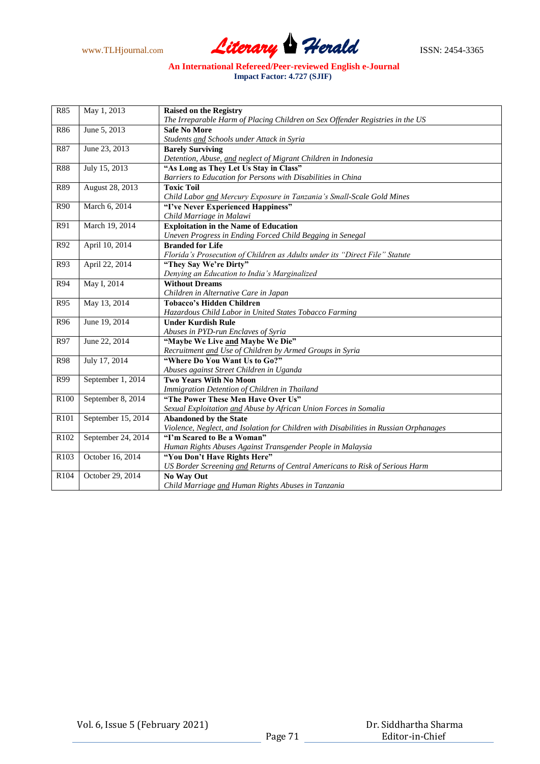| | | |
|---|---|---|
| R85 | May 1, 2013 | **Raised on the Registry**<br>*The Irreparable Harm of Placing Children on Sex Offender Registries in the US* |
| R86 | June 5, 2013 | **Safe No More**<br>*Students and Schools under Attack in Syria* |
| R87 | June 23, 2013 | **Barely Surviving**<br>*Detention, Abuse, and neglect of Migrant Children in Indonesia* |
| R88 | July 15, 2013 | **"As Long as They Let Us Stay in Class"**<br>*Barriers to Education for Persons with Disabilities in China* |
| R89 | August 28, 2013 | **Toxic Toil**<br>*Child Labor and Mercury Exposure in Tanzania's Small-Scale Gold Mines* |
| R90 | March 6, 2014 | **"I've Never Experienced Happiness"**<br>*Child Marriage in Malawi* |
| R91 | March 19, 2014 | **Exploitation in the Name of Education**<br>*Uneven Progress in Ending Forced Child Begging in Senegal* |
| R92 | April 10, 2014 | **Branded for Life**<br>*Florida's Prosecution of Children as Adults under its "Direct File" Statute* |
| R93 | April 22, 2014 | **"They Say We're Dirty"**<br>*Denying an Education to India's Marginalized* |
| R94 | May I, 2014 | **Without Dreams**<br>*Children in Alternative Care in Japan* |
| R95 | May 13, 2014 | **Tobacco's Hidden Children**<br>*Hazardous Child Labor in United States Tobacco Farming* |
| R96 | June 19, 2014 | **Under Kurdish Rule**<br>*Abuses in PYD-run Enclaves of Syria* |
| R97 | June 22, 2014 | **"Maybe We Live and Maybe We Die"**<br>*Recruitment and Use of Children by Armed Groups in Syria* |
| R98 | July 17, 2014 | **"Where Do You Want Us to Go?"**<br>*Abuses against Street Children in Uganda* |
| R99 | September 1, 2014 | **Two Years With No Moon**<br>*Immigration Detention of Children in Thailand* |
| R100 | September 8, 2014 | **"The Power These Men Have Over Us"**<br>*Sexual Exploitation and Abuse by African Union Forces in Somalia* |
| R101 | September 15, 2014 | **Abandoned by the State**<br>*Violence, Neglect, and Isolation for Children with Disabilities in Russian Orphanages* |
| R102 | September 24, 2014 | **"I'm Scared to Be a Woman"**<br>*Human Rights Abuses Against Transgender People in Malaysia* |
| R103 | October 16, 2014 | **"You Don't Have Rights Here"**<br>*US Border Screening and Returns of Central Americans to Risk of Serious Harm* |
| R104 | October 29, 2014 | **No Way Out**<br>*Child Marriage and Human Rights Abuses in Tanzania* |